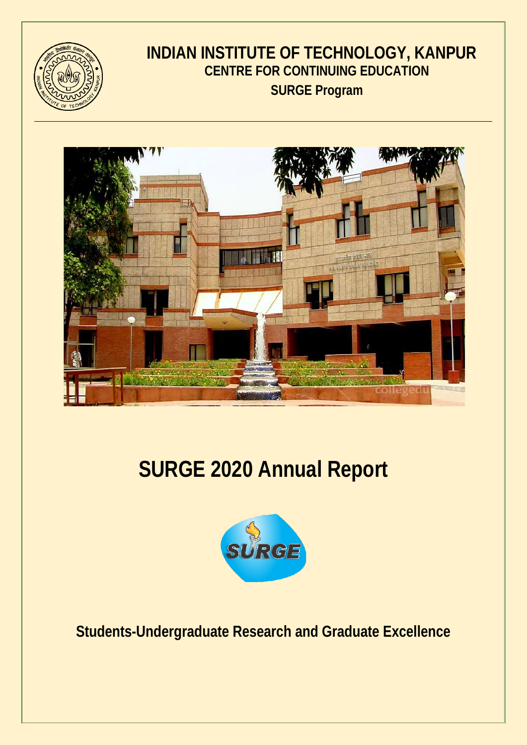# INDIAN INSTITUTE OF TECHNOLOGY, KANPUR

## CENTRE FOR CONTINUING EDUCATION

## SURGE Program

# SURGE 2020 Annual Report

**Students-Undergraduate Research and Graduate Excellence**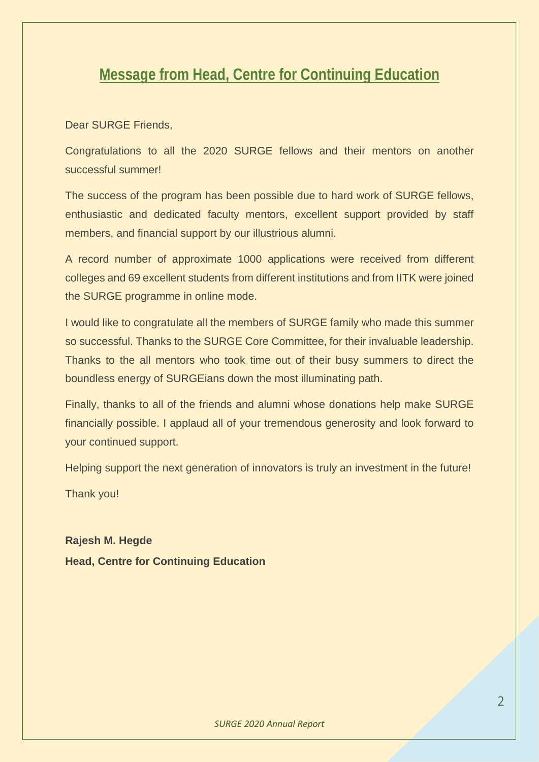## Message from Head, Centre for Continuing Education

Dear SURGE Friends,

Congratulations to all the 2020 SURGE fellows and their mentors on another successful summer!

The success of the program has been possible due to hard work of SURGE fellows, enthusiastic and dedicated faculty mentors, excellent support provided by staff members, and financial support by our illustrious alumni.

A record number of approximate 1000 applications were received from different colleges and 69 excellent students from different institutions and from IITK were joined the SURGE programme in online mode.

I would like to congratulate all the members of SURGE family who made this summer so successful. Thanks to the SURGE Core Committee, for their invaluable leadership. Thanks to the all mentors who took time out of their busy summers to direct the boundless energy of SURGEians down the most illuminating path.

Finally, thanks to all of the friends and alumni whose donations help make SURGE financially possible. I applaud all of your tremendous generosity and look forward to your continued support.

Helping support the next generation of innovators is truly an investment in the future!

Thank you!

**Rajesh M. Hegde**

**Head, Centre for Continuing Education**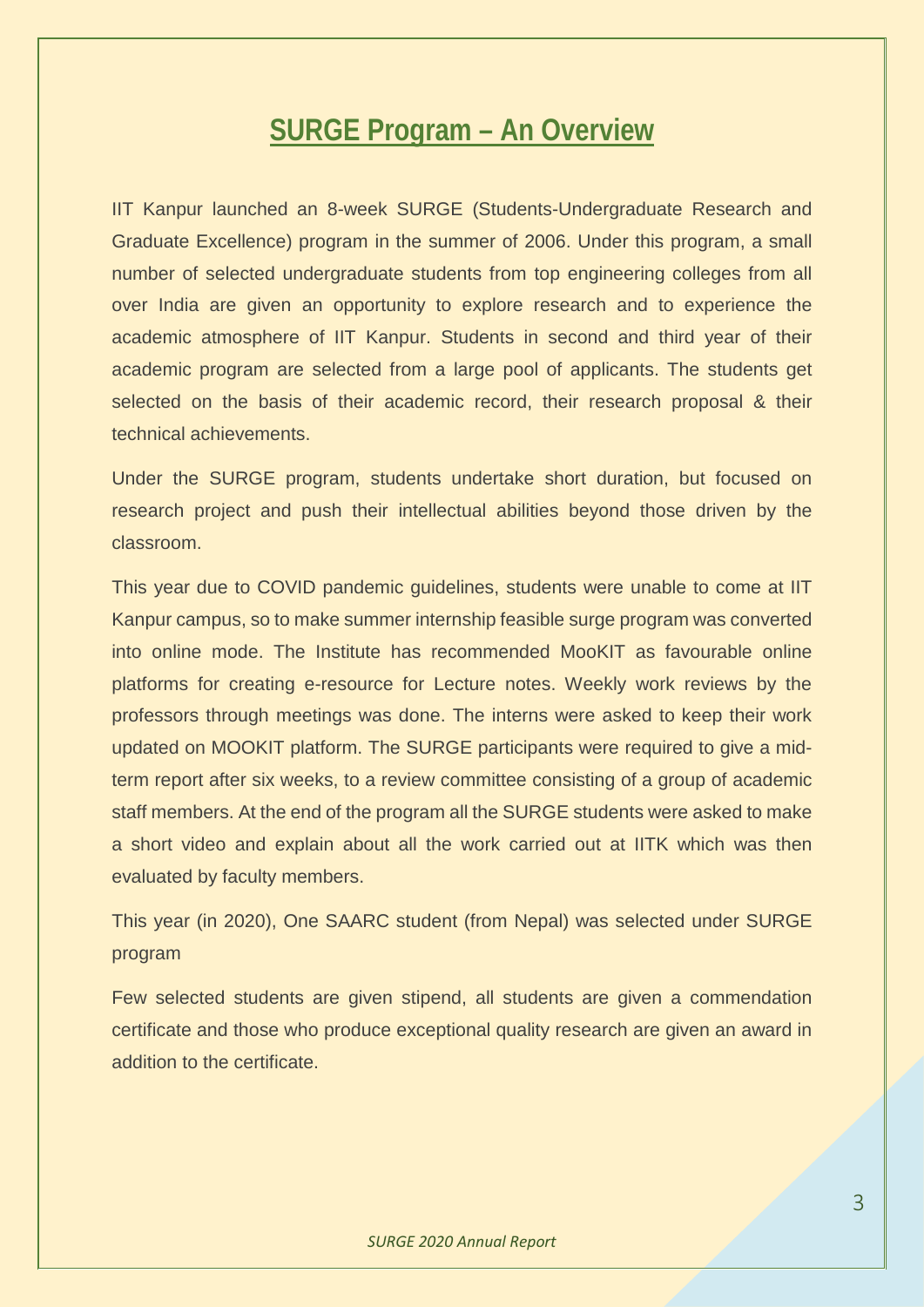# SURGE Program – An Overview

IIT Kanpur launched an 8-week SURGE (Students-Undergraduate Research and Graduate Excellence) program in the summer of 2006. Under this program, a small number of selected undergraduate students from top engineering colleges from all over India are given an opportunity to explore research and to experience the academic atmosphere of IIT Kanpur. Students in second and third year of their academic program are selected from a large pool of applicants. The students get selected on the basis of their academic record, their research proposal & their technical achievements.

Under the SURGE program, students undertake short duration, but focused on research project and push their intellectual abilities beyond those driven by the classroom.

This year due to COVID pandemic guidelines, students were unable to come at IIT Kanpur campus, so to make summer internship feasible surge program was converted into online mode. The Institute has recommended MooKIT as favourable online platforms for creating e-resource for Lecture notes. Weekly work reviews by the professors through meetings was done. The interns were asked to keep their work updated on MOOKIT platform. The SURGE participants were required to give a mid-term report after six weeks, to a review committee consisting of a group of academic staff members. At the end of the program all the SURGE students were asked to make a short video and explain about all the work carried out at IITK which was then evaluated by faculty members.

This year (in 2020), One SAARC student (from Nepal) was selected under SURGE program

Few selected students are given stipend, all students are given a commendation certificate and those who produce exceptional quality research are given an award in addition to the certificate.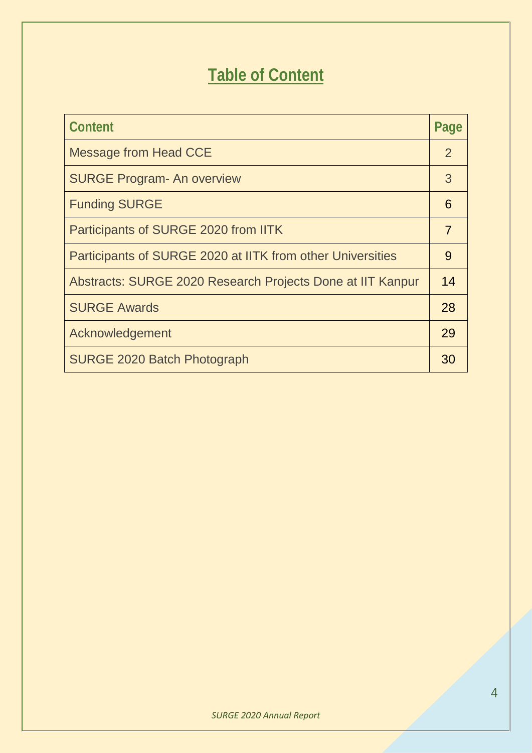# Table of Content

| Content | Page |
|---|---|
| Message from Head CCE | 2 |
| SURGE Program- An overview | 3 |
| Funding SURGE | 6 |
| Participants of SURGE 2020 from IITK | 7 |
| Participants of SURGE 2020 at IITK from other Universities | 9 |
| Abstracts: SURGE 2020 Research Projects Done at IIT Kanpur | 14 |
| SURGE Awards | 28 |
| Acknowledgement | 29 |
| SURGE 2020 Batch Photograph | 30 |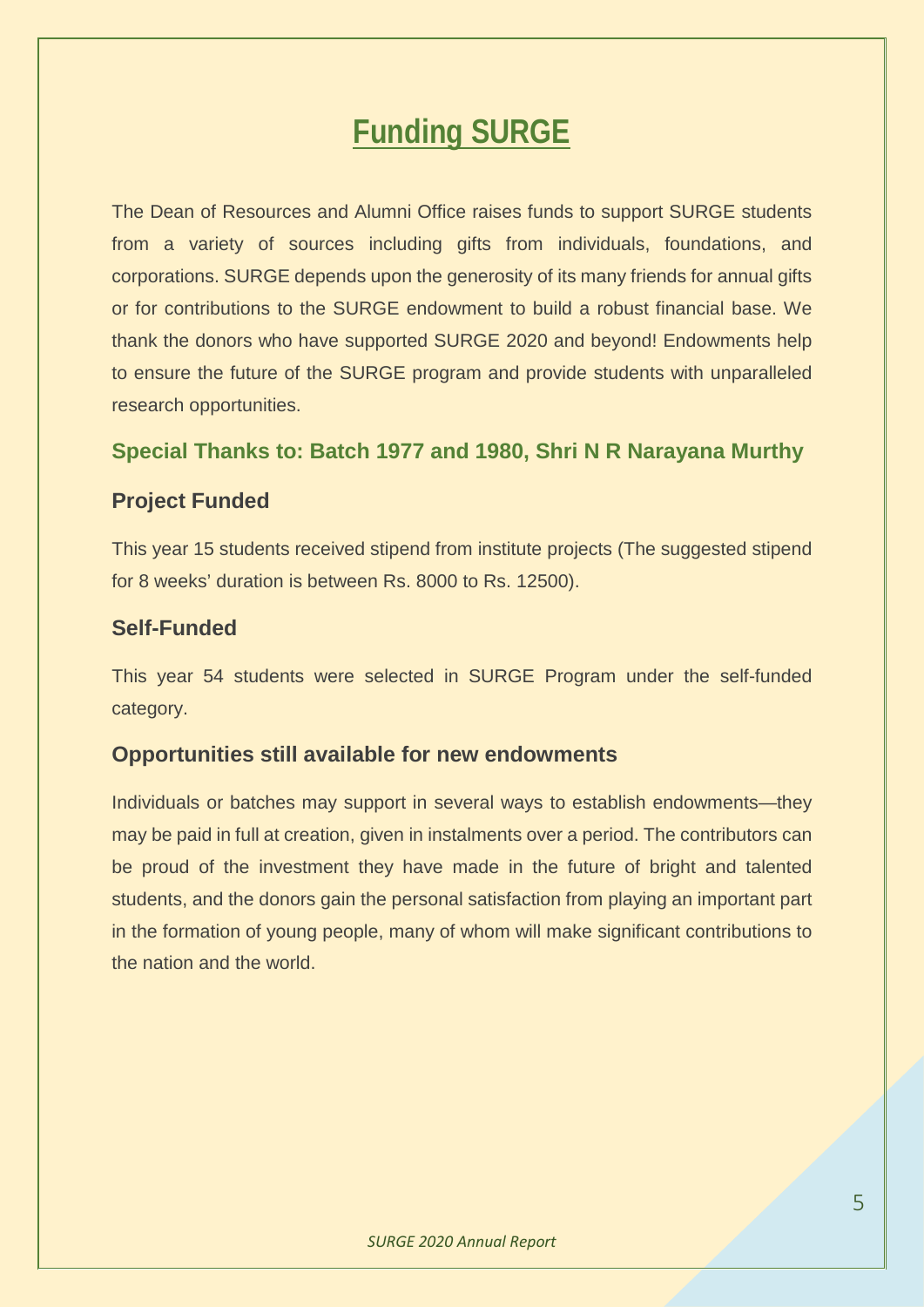# Funding SURGE

The Dean of Resources and Alumni Office raises funds to support SURGE students from a variety of sources including gifts from individuals, foundations, and corporations. SURGE depends upon the generosity of its many friends for annual gifts or for contributions to the SURGE endowment to build a robust financial base. We thank the donors who have supported SURGE 2020 and beyond! Endowments help to ensure the future of the SURGE program and provide students with unparalleled research opportunities.

### Special Thanks to: Batch 1977 and 1980, Shri N R Narayana Murthy

### Project Funded

This year 15 students received stipend from institute projects (The suggested stipend for 8 weeks' duration is between Rs. 8000 to Rs. 12500).

### Self-Funded

This year 54 students were selected in SURGE Program under the self-funded category.

### Opportunities still available for new endowments

Individuals or batches may support in several ways to establish endowments—they may be paid in full at creation, given in instalments over a period. The contributors can be proud of the investment they have made in the future of bright and talented students, and the donors gain the personal satisfaction from playing an important part in the formation of young people, many of whom will make significant contributions to the nation and the world.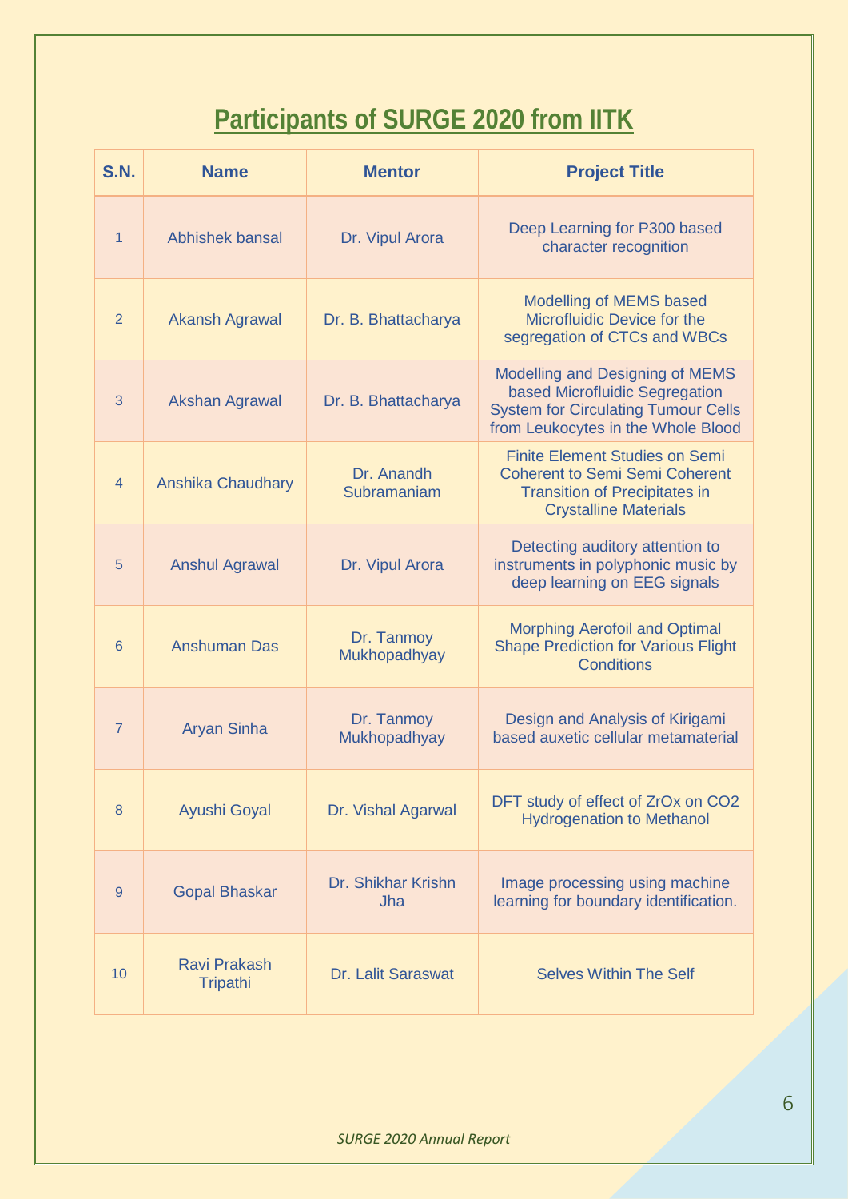# Participants of SURGE 2020 from IITK

| S.N. | Name | Mentor | Project Title |
|---|---|---|---|
| 1 | Abhishek bansal | Dr. Vipul Arora | Deep Learning for P300 based character recognition |
| 2 | Akansh Agrawal | Dr. B. Bhattacharya | Modelling of MEMS based Microfluidic Device for the segregation of CTCs and WBCs |
| 3 | Akshan Agrawal | Dr. B. Bhattacharya | Modelling and Designing of MEMS based Microfluidic Segregation System for Circulating Tumour Cells from Leukocytes in the Whole Blood |
| 4 | Anshika Chaudhary | Dr. Anandh Subramaniam | Finite Element Studies on Semi Coherent to Semi Semi Coherent Transition of Precipitates in Crystalline Materials |
| 5 | Anshul Agrawal | Dr. Vipul Arora | Detecting auditory attention to instruments in polyphonic music by deep learning on EEG signals |
| 6 | Anshuman Das | Dr. Tanmoy Mukhopadhyay | Morphing Aerofoil and Optimal Shape Prediction for Various Flight Conditions |
| 7 | Aryan Sinha | Dr. Tanmoy Mukhopadhyay | Design and Analysis of Kirigami based auxetic cellular metamaterial |
| 8 | Ayushi Goyal | Dr. Vishal Agarwal | DFT study of effect of ZrOx on CO2 Hydrogenation to Methanol |
| 9 | Gopal Bhaskar | Dr. Shikhar Krishn Jha | Image processing using machine learning for boundary identification. |
| 10 | Ravi Prakash Tripathi | Dr. Lalit Saraswat | Selves Within The Self |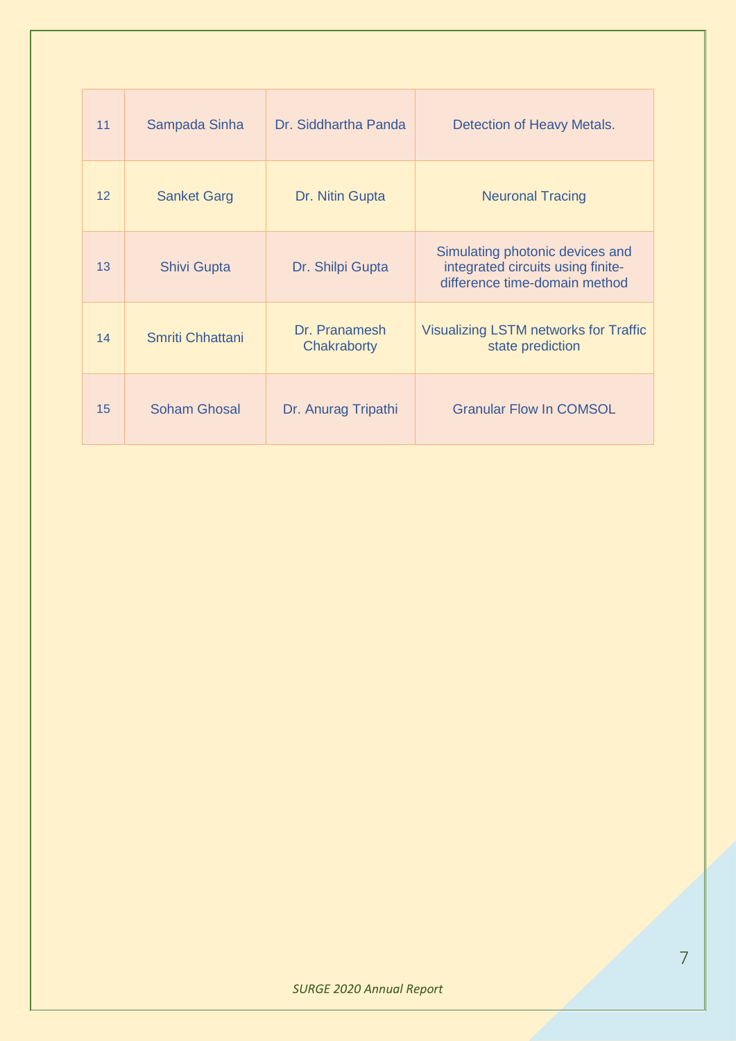| | | | |
|---|---|---|---|
| 11 | Sampada Sinha | Dr. Siddhartha Panda | Detection of Heavy Metals. |
| 12 | Sanket Garg | Dr. Nitin Gupta | Neuronal Tracing |
| 13 | Shivi Gupta | Dr. Shilpi Gupta | Simulating photonic devices and integrated circuits using finite-difference time-domain method |
| 14 | Smriti Chhattani | Dr. Pranamesh Chakraborty | Visualizing LSTM networks for Traffic state prediction |
| 15 | Soham Ghosal | Dr. Anurag Tripathi | Granular Flow In COMSOL |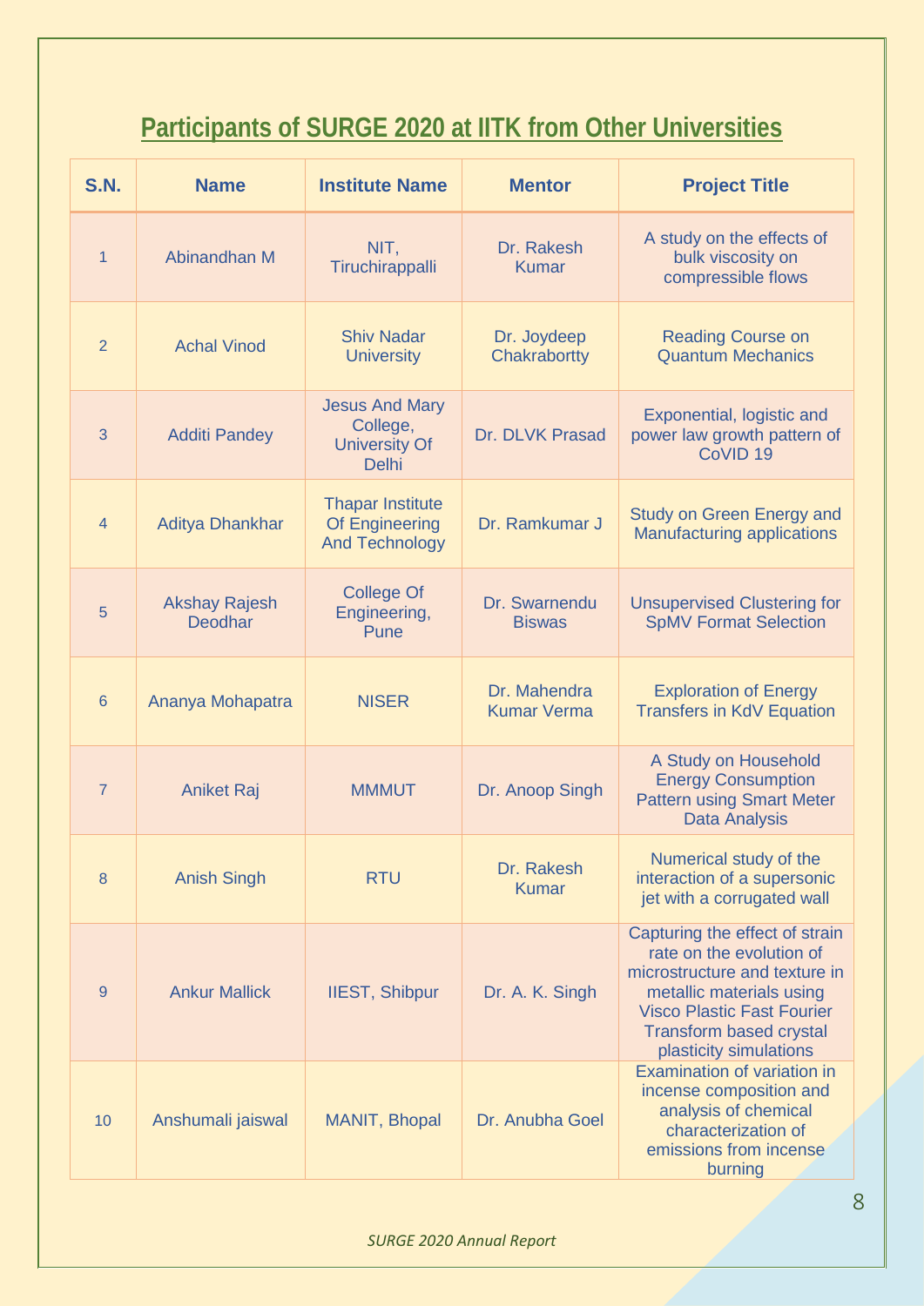## Participants of SURGE 2020 at IITK from Other Universities

| S.N. | Name | Institute Name | Mentor | Project Title |
|---|---|---|---|---|
| 1 | Abinandhan M | NIT, Tiruchirappalli | Dr. Rakesh Kumar | A study on the effects of bulk viscosity on compressible flows |
| 2 | Achal Vinod | Shiv Nadar University | Dr. Joydeep Chakrabortty | Reading Course on Quantum Mechanics |
| 3 | Additi Pandey | Jesus And Mary College, University Of Delhi | Dr. DLVK Prasad | Exponential, logistic and power law growth pattern of CoVID 19 |
| 4 | Aditya Dhankhar | Thapar Institute Of Engineering And Technology | Dr. Ramkumar J | Study on Green Energy and Manufacturing applications |
| 5 | Akshay Rajesh Deodhar | College Of Engineering, Pune | Dr. Swarnendu Biswas | Unsupervised Clustering for SpMV Format Selection |
| 6 | Ananya Mohapatra | NISER | Dr. Mahendra Kumar Verma | Exploration of Energy Transfers in KdV Equation |
| 7 | Aniket Raj | MMMUT | Dr. Anoop Singh | A Study on Household Energy Consumption Pattern using Smart Meter Data Analysis |
| 8 | Anish Singh | RTU | Dr. Rakesh Kumar | Numerical study of the interaction of a supersonic jet with a corrugated wall |
| 9 | Ankur Mallick | IIEST, Shibpur | Dr. A. K. Singh | Capturing the effect of strain rate on the evolution of microstructure and texture in metallic materials using Visco Plastic Fast Fourier Transform based crystal plasticity simulations |
| 10 | Anshumali jaiswal | MANIT, Bhopal | Dr. Anubha Goel | Examination of variation in incense composition and analysis of chemical characterization of emissions from incense burning |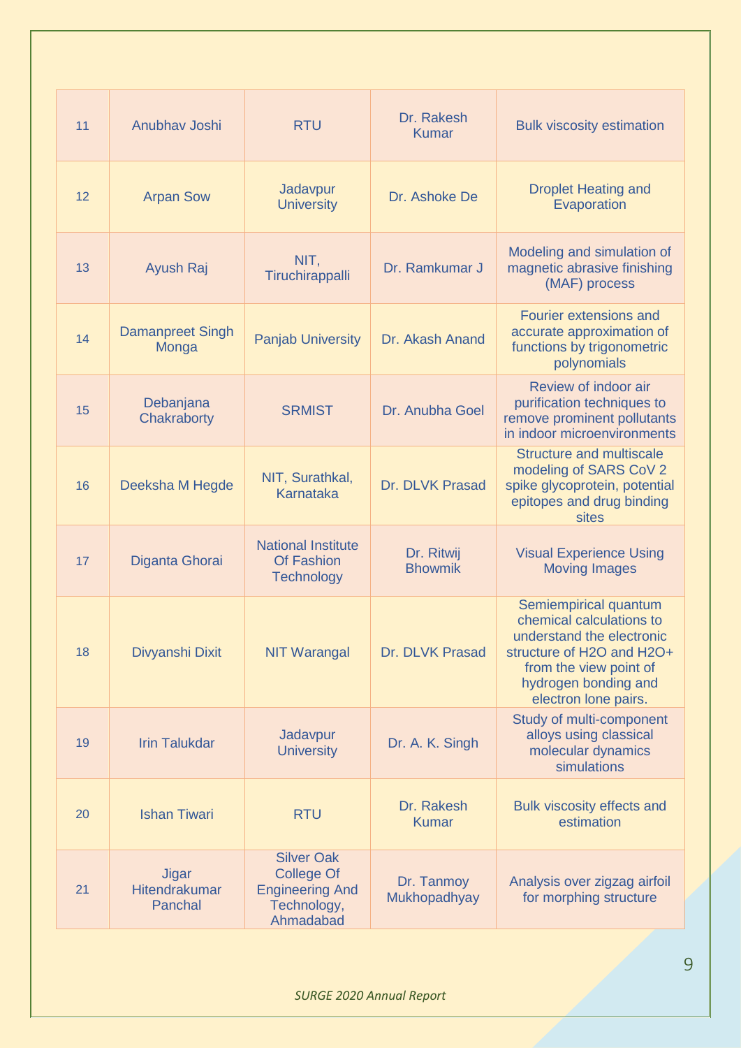| 11 | Anubhav Joshi | RTU | Dr. Rakesh Kumar | Bulk viscosity estimation |
|---|---|---|---|---|
| 12 | Arpan Sow | Jadavpur University | Dr. Ashoke De | Droplet Heating and Evaporation |
| 13 | Ayush Raj | NIT, Tiruchirappalli | Dr. Ramkumar J | Modeling and simulation of magnetic abrasive finishing (MAF) process |
| 14 | Damanpreet Singh Monga | Panjab University | Dr. Akash Anand | Fourier extensions and accurate approximation of functions by trigonometric polynomials |
| 15 | Debanjana Chakraborty | SRMIST | Dr. Anubha Goel | Review of indoor air purification techniques to remove prominent pollutants in indoor microenvironments |
| 16 | Deeksha M Hegde | NIT, Surathkal, Karnataka | Dr. DLVK Prasad | Structure and multiscale modeling of SARS CoV 2 spike glycoprotein, potential epitopes and drug binding sites |
| 17 | Diganta Ghorai | National Institute Of Fashion Technology | Dr. Ritwij Bhowmik | Visual Experience Using Moving Images |
| 18 | Divyanshi Dixit | NIT Warangal | Dr. DLVK Prasad | Semiempirical quantum chemical calculations to understand the electronic structure of $H_2O$ and $H_2O^+$ from the view point of hydrogen bonding and electron lone pairs. |
| 19 | Irin Talukdar | Jadavpur University | Dr. A. K. Singh | Study of multi-component alloys using classical molecular dynamics simulations |
| 20 | Ishan Tiwari | RTU | Dr. Rakesh Kumar | Bulk viscosity effects and estimation |
| 21 | Jigar Hitendrakumar Panchal | Silver Oak College Of Engineering And Technology, Ahmadabad | Dr. Tanmoy Mukhopadhyay | Analysis over zigzag airfoil for morphing structure |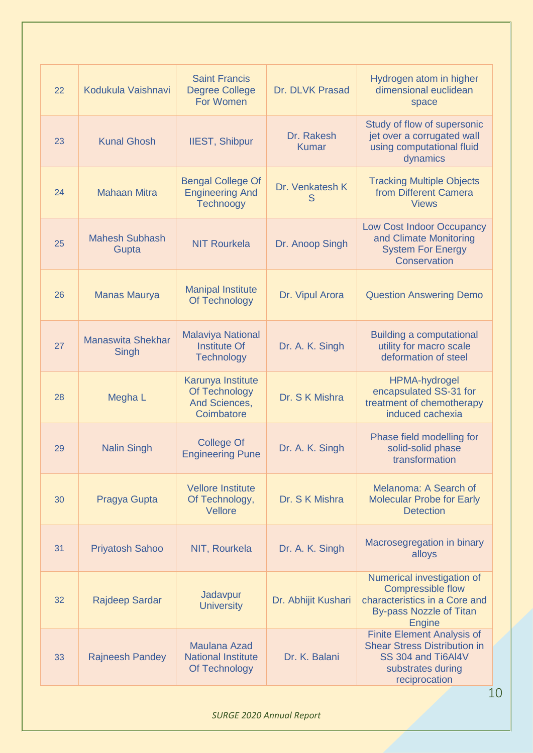| 22 | Kodukula Vaishnavi | Saint Francis Degree College For Women | Dr. DLVK Prasad | Hydrogen atom in higher dimensional euclidean space |
|---|---|---|---|---|
| 23 | Kunal Ghosh | IIEST, Shibpur | Dr. Rakesh Kumar | Study of flow of supersonic jet over a corrugated wall using computational fluid dynamics |
| 24 | Mahaan Mitra | Bengal College Of Engineering And Technoogy | Dr. Venkatesh K S | Tracking Multiple Objects from Different Camera Views |
| 25 | Mahesh Subhash Gupta | NIT Rourkela | Dr. Anoop Singh | Low Cost Indoor Occupancy and Climate Monitoring System For Energy Conservation |
| 26 | Manas Maurya | Manipal Institute Of Technology | Dr. Vipul Arora | Question Answering Demo |
| 27 | Manaswita Shekhar Singh | Malaviya National Institute Of Technology | Dr. A. K. Singh | Building a computational utility for macro scale deformation of steel |
| 28 | Megha L | Karunya Institute Of Technology And Sciences, Coimbatore | Dr. S K Mishra | HPMA-hydrogel encapsulated SS-31 for treatment of chemotherapy induced cachexia |
| 29 | Nalin Singh | College Of Engineering Pune | Dr. A. K. Singh | Phase field modelling for solid-solid phase transformation |
| 30 | Pragya Gupta | Vellore Institute Of Technology, Vellore | Dr. S K Mishra | Melanoma: A Search of Molecular Probe for Early Detection |
| 31 | Priyatosh Sahoo | NIT, Rourkela | Dr. A. K. Singh | Macrosegregation in binary alloys |
| 32 | Rajdeep Sardar | Jadavpur University | Dr. Abhijit Kushari | Numerical investigation of Compressible flow characteristics in a Core and By-pass Nozzle of Titan Engine |
| 33 | Rajneesh Pandey | Maulana Azad National Institute Of Technology | Dr. K. Balani | Finite Element Analysis of Shear Stress Distribution in SS 304 and Ti6Al4V substrates during reciprocation |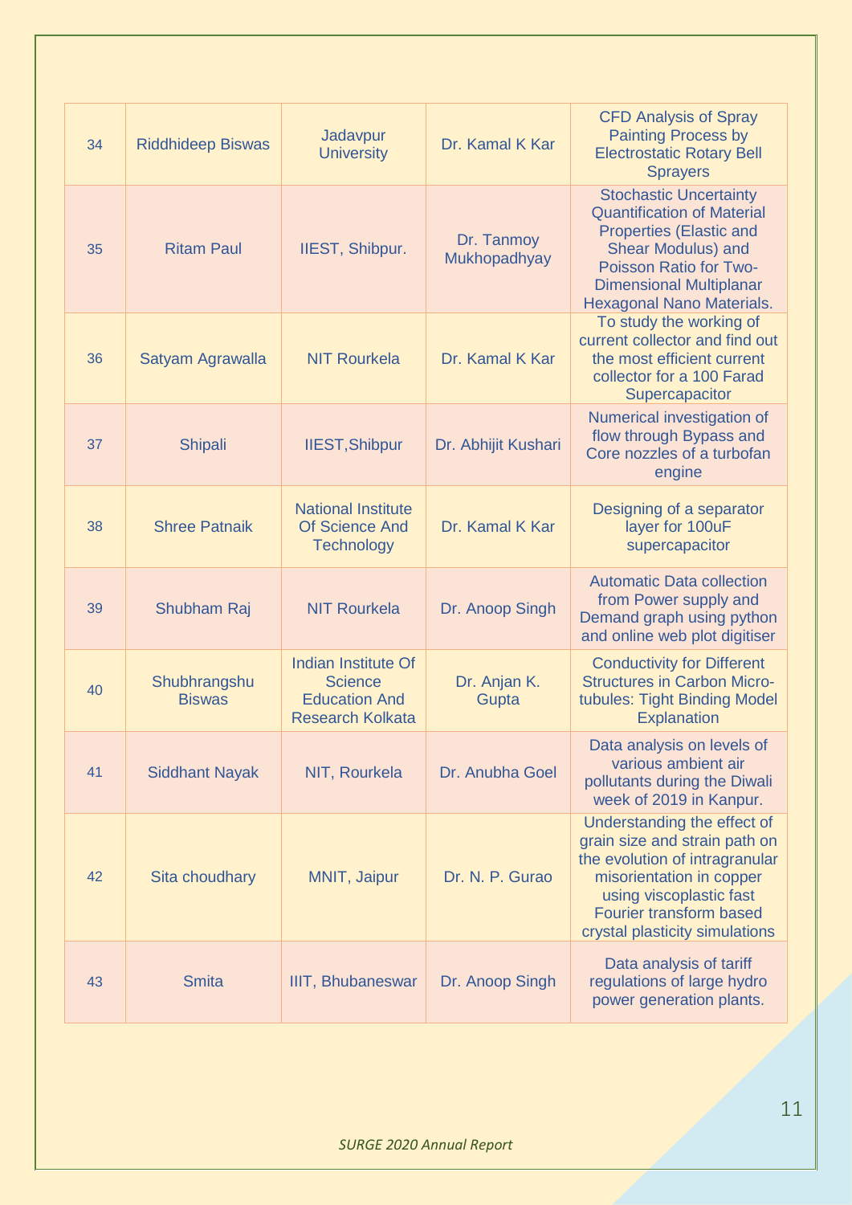| | | | | |
|---|---|---|---|---|
| 34 | Riddhideep Biswas | Jadavpur University | Dr. Kamal K Kar | CFD Analysis of Spray Painting Process by Electrostatic Rotary Bell Sprayers |
| 35 | Ritam Paul | IIEST, Shibpur. | Dr. Tanmoy Mukhopadhyay | Stochastic Uncertainty Quantification of Material Properties (Elastic and Shear Modulus) and Poisson Ratio for Two-Dimensional Multiplanar Hexagonal Nano Materials. |
| 36 | Satyam Agrawalla | NIT Rourkela | Dr. Kamal K Kar | To study the working of current collector and find out the most efficient current collector for a 100 Farad Supercapacitor |
| 37 | Shipali | IIEST,Shibpur | Dr. Abhijit Kushari | Numerical investigation of flow through Bypass and Core nozzles of a turbofan engine |
| 38 | Shree Patnaik | National Institute Of Science And Technology | Dr. Kamal K Kar | Designing of a separator layer for 100uF supercapacitor |
| 39 | Shubham Raj | NIT Rourkela | Dr. Anoop Singh | Automatic Data collection from Power supply and Demand graph using python and online web plot digitiser |
| 40 | Shubhrangshu Biswas | Indian Institute Of Science Education And Research Kolkata | Dr. Anjan K. Gupta | Conductivity for Different Structures in Carbon Micro-tubules: Tight Binding Model Explanation |
| 41 | Siddhant Nayak | NIT, Rourkela | Dr. Anubha Goel | Data analysis on levels of various ambient air pollutants during the Diwali week of 2019 in Kanpur. |
| 42 | Sita choudhary | MNIT, Jaipur | Dr. N. P. Gurao | Understanding the effect of grain size and strain path on the evolution of intragranular misorientation in copper using viscoplastic fast Fourier transform based crystal plasticity simulations |
| 43 | Smita | IIIT, Bhubaneswar | Dr. Anoop Singh | Data analysis of tariff regulations of large hydro power generation plants. |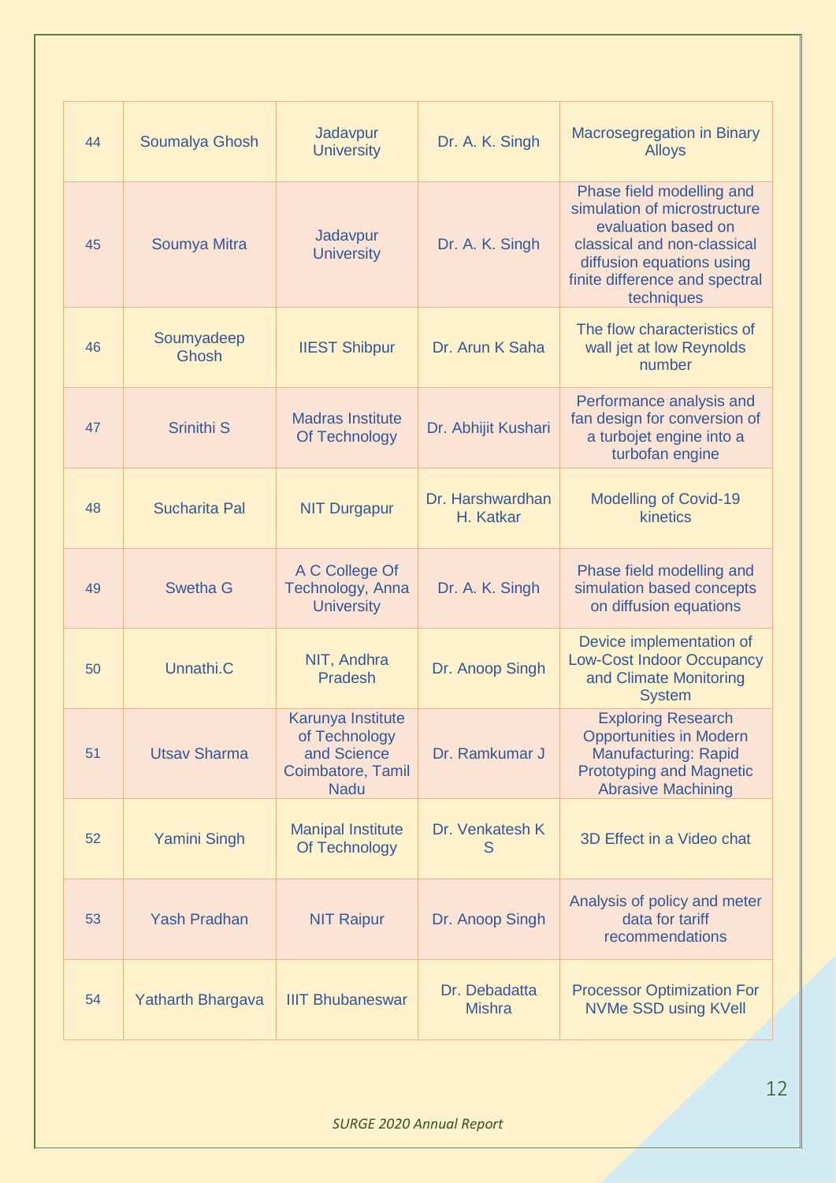| 44 | Soumalya Ghosh | Jadavpur University | Dr. A. K. Singh | Macrosegregation in Binary Alloys |
|---|---|---|---|---|
| 45 | Soumya Mitra | Jadavpur University | Dr. A. K. Singh | Phase field modelling and simulation of microstructure evaluation based on classical and non-classical diffusion equations using finite difference and spectral techniques |
| 46 | Soumyadeep Ghosh | IIEST Shibpur | Dr. Arun K Saha | The flow characteristics of wall jet at low Reynolds number |
| 47 | Srinithi S | Madras Institute Of Technology | Dr. Abhijit Kushari | Performance analysis and fan design for conversion of a turbojet engine into a turbofan engine |
| 48 | Sucharita Pal | NIT Durgapur | Dr. Harshwardhan H. Katkar | Modelling of Covid-19 kinetics |
| 49 | Swetha G | A C College Of Technology, Anna University | Dr. A. K. Singh | Phase field modelling and simulation based concepts on diffusion equations |
| 50 | Unnathi.C | NIT, Andhra Pradesh | Dr. Anoop Singh | Device implementation of Low-Cost Indoor Occupancy and Climate Monitoring System |
| 51 | Utsav Sharma | Karunya Institute of Technology and Science Coimbatore, Tamil Nadu | Dr. Ramkumar J | Exploring Research Opportunities in Modern Manufacturing: Rapid Prototyping and Magnetic Abrasive Machining |
| 52 | Yamini Singh | Manipal Institute Of Technology | Dr. Venkatesh K S | 3D Effect in a Video chat |
| 53 | Yash Pradhan | NIT Raipur | Dr. Anoop Singh | Analysis of policy and meter data for tariff recommendations |
| 54 | Yatharth Bhargava | IIIT Bhubaneswar | Dr. Debadatta Mishra | Processor Optimization For NVMe SSD using KVell |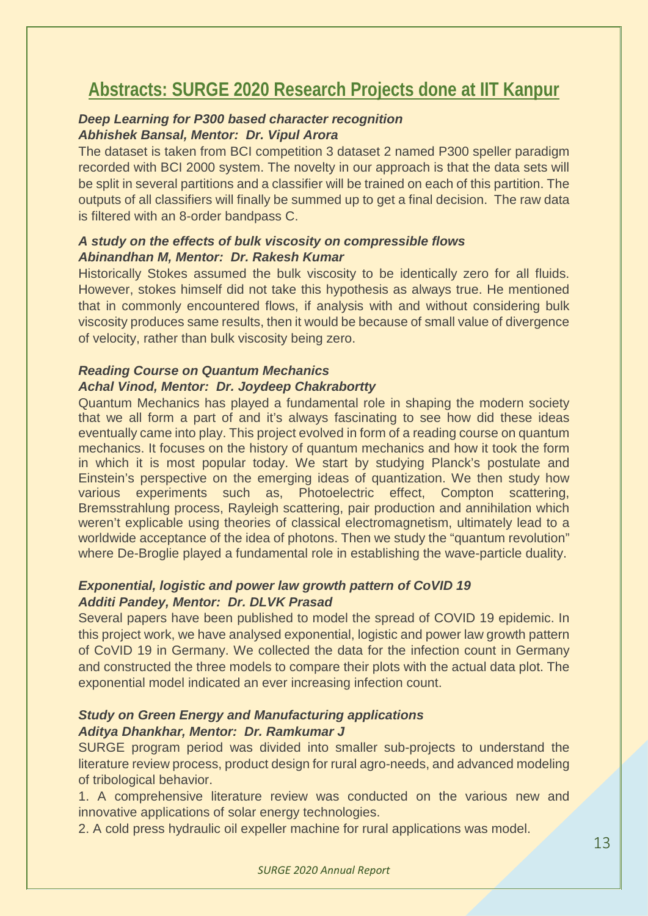## Abstracts: SURGE 2020 Research Projects done at IIT Kanpur

***Deep Learning for P300 based character recognition***
***Abhishek Bansal, Mentor: Dr. Vipul Arora***

The dataset is taken from BCI competition 3 dataset 2 named P300 speller paradigm recorded with BCI 2000 system. The novelty in our approach is that the data sets will be split in several partitions and a classifier will be trained on each of this partition. The outputs of all classifiers will finally be summed up to get a final decision. The raw data is filtered with an 8-order bandpass C.

***A study on the effects of bulk viscosity on compressible flows***
***Abinandhan M, Mentor: Dr. Rakesh Kumar***

Historically Stokes assumed the bulk viscosity to be identically zero for all fluids. However, stokes himself did not take this hypothesis as always true. He mentioned that in commonly encountered flows, if analysis with and without considering bulk viscosity produces same results, then it would be because of small value of divergence of velocity, rather than bulk viscosity being zero.

***Reading Course on Quantum Mechanics***
***Achal Vinod, Mentor: Dr. Joydeep Chakrabortty***

Quantum Mechanics has played a fundamental role in shaping the modern society that we all form a part of and it's always fascinating to see how did these ideas eventually came into play. This project evolved in form of a reading course on quantum mechanics. It focuses on the history of quantum mechanics and how it took the form in which it is most popular today. We start by studying Planck's postulate and Einstein's perspective on the emerging ideas of quantization. We then study how various experiments such as, Photoelectric effect, Compton scattering, Bremsstrahlung process, Rayleigh scattering, pair production and annihilation which weren't explicable using theories of classical electromagnetism, ultimately lead to a worldwide acceptance of the idea of photons. Then we study the "quantum revolution" where De-Broglie played a fundamental role in establishing the wave-particle duality.

***Exponential, logistic and power law growth pattern of CoVID 19***
***Additi Pandey, Mentor: Dr. DLVK Prasad***

Several papers have been published to model the spread of COVID 19 epidemic. In this project work, we have analysed exponential, logistic and power law growth pattern of CoVID 19 in Germany. We collected the data for the infection count in Germany and constructed the three models to compare their plots with the actual data plot. The exponential model indicated an ever increasing infection count.

***Study on Green Energy and Manufacturing applications***
***Aditya Dhankhar, Mentor: Dr. Ramkumar J***

SURGE program period was divided into smaller sub-projects to understand the literature review process, product design for rural agro-needs, and advanced modeling of tribological behavior.

1. A comprehensive literature review was conducted on the various new and innovative applications of solar energy technologies.
2. A cold press hydraulic oil expeller machine for rural applications was model.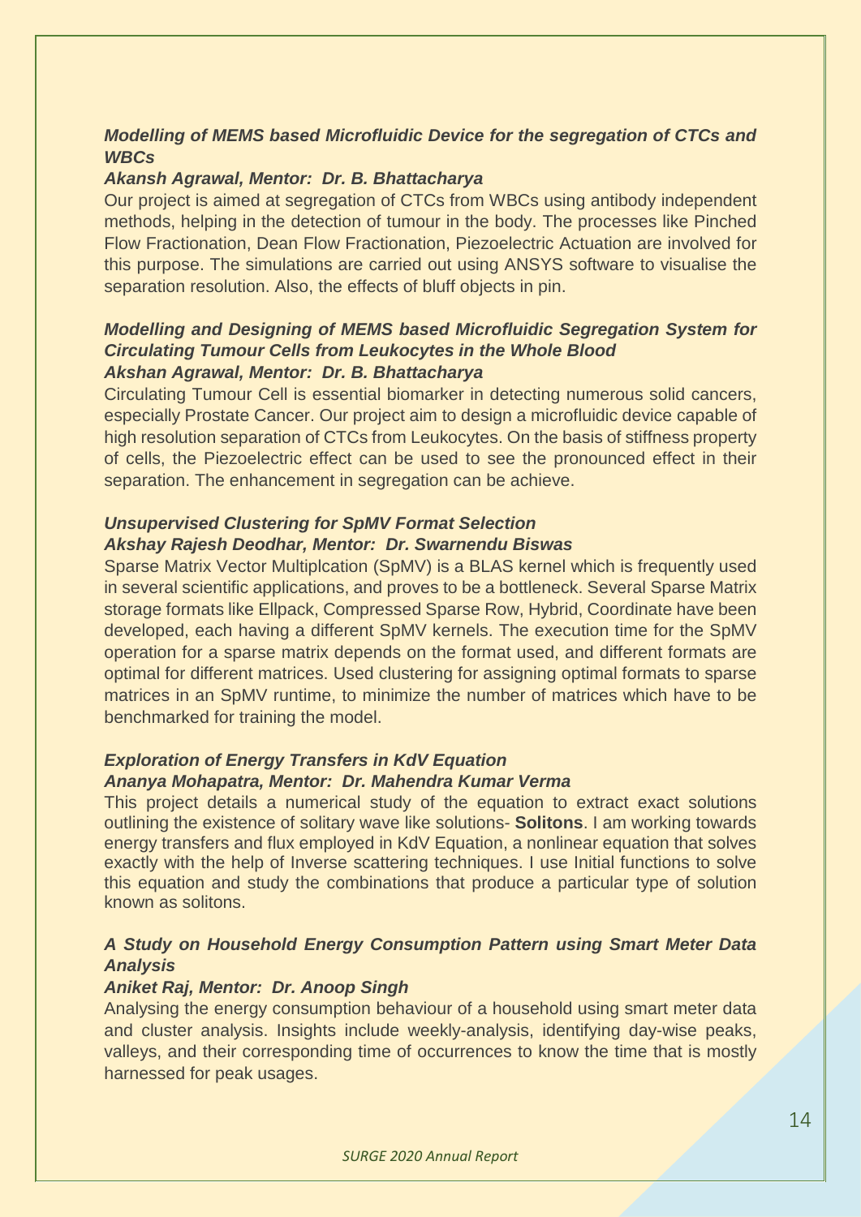### *Modelling of MEMS based Microfluidic Device for the segregation of CTCs and WBCs*

***Akansh Agrawal, Mentor: Dr. B. Bhattacharya***

Our project is aimed at segregation of CTCs from WBCs using antibody independent methods, helping in the detection of tumour in the body. The processes like Pinched Flow Fractionation, Dean Flow Fractionation, Piezoelectric Actuation are involved for this purpose. The simulations are carried out using ANSYS software to visualise the separation resolution. Also, the effects of bluff objects in pin.

### *Modelling and Designing of MEMS based Microfluidic Segregation System for Circulating Tumour Cells from Leukocytes in the Whole Blood*

***Akshan Agrawal, Mentor: Dr. B. Bhattacharya***

Circulating Tumour Cell is essential biomarker in detecting numerous solid cancers, especially Prostate Cancer. Our project aim to design a microfluidic device capable of high resolution separation of CTCs from Leukocytes. On the basis of stiffness property of cells, the Piezoelectric effect can be used to see the pronounced effect in their separation. The enhancement in segregation can be achieve.

### *Unsupervised Clustering for SpMV Format Selection*

***Akshay Rajesh Deodhar, Mentor: Dr. Swarnendu Biswas***

Sparse Matrix Vector Multiplcation (SpMV) is a BLAS kernel which is frequently used in several scientific applications, and proves to be a bottleneck. Several Sparse Matrix storage formats like Ellpack, Compressed Sparse Row, Hybrid, Coordinate have been developed, each having a different SpMV kernels. The execution time for the SpMV operation for a sparse matrix depends on the format used, and different formats are optimal for different matrices. Used clustering for assigning optimal formats to sparse matrices in an SpMV runtime, to minimize the number of matrices which have to be benchmarked for training the model.

### *Exploration of Energy Transfers in KdV Equation*

***Ananya Mohapatra, Mentor: Dr. Mahendra Kumar Verma***

This project details a numerical study of the equation to extract exact solutions outlining the existence of solitary wave like solutions- **Solitons**. I am working towards energy transfers and flux employed in KdV Equation, a nonlinear equation that solves exactly with the help of Inverse scattering techniques. I use Initial functions to solve this equation and study the combinations that produce a particular type of solution known as solitons.

### *A Study on Household Energy Consumption Pattern using Smart Meter Data Analysis*

***Aniket Raj, Mentor: Dr. Anoop Singh***

Analysing the energy consumption behaviour of a household using smart meter data and cluster analysis. Insights include weekly-analysis, identifying day-wise peaks, valleys, and their corresponding time of occurrences to know the time that is mostly harnessed for peak usages.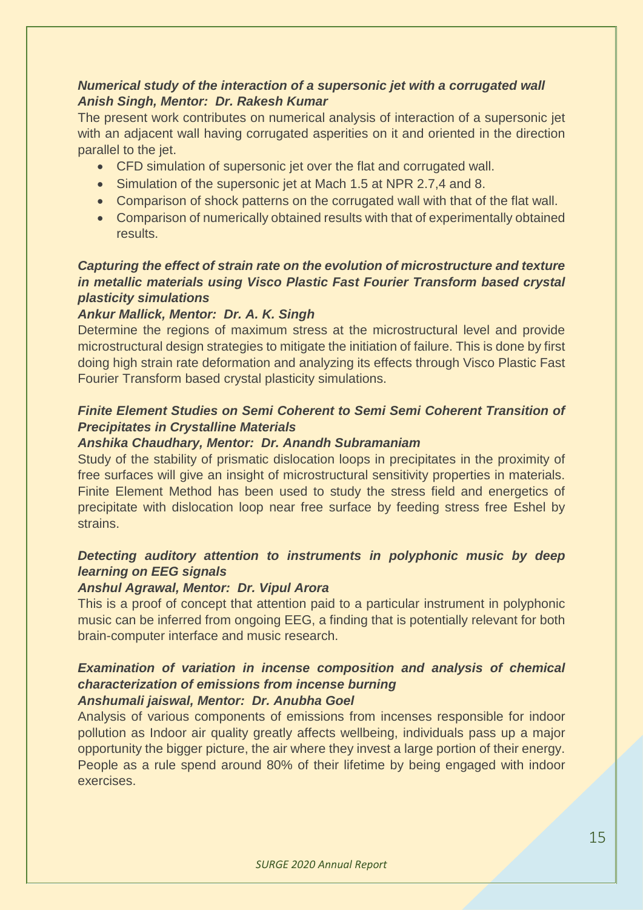***Numerical study of the interaction of a supersonic jet with a corrugated wall***
***Anish Singh, Mentor: Dr. Rakesh Kumar***

The present work contributes on numerical analysis of interaction of a supersonic jet with an adjacent wall having corrugated asperities on it and oriented in the direction parallel to the jet.

- CFD simulation of supersonic jet over the flat and corrugated wall.
- Simulation of the supersonic jet at Mach 1.5 at NPR 2.7,4 and 8.
- Comparison of shock patterns on the corrugated wall with that of the flat wall.
- Comparison of numerically obtained results with that of experimentally obtained results.

***Capturing the effect of strain rate on the evolution of microstructure and texture in metallic materials using Visco Plastic Fast Fourier Transform based crystal plasticity simulations***
***Ankur Mallick, Mentor: Dr. A. K. Singh***

Determine the regions of maximum stress at the microstructural level and provide microstructural design strategies to mitigate the initiation of failure. This is done by first doing high strain rate deformation and analyzing its effects through Visco Plastic Fast Fourier Transform based crystal plasticity simulations.

***Finite Element Studies on Semi Coherent to Semi Semi Coherent Transition of Precipitates in Crystalline Materials***
***Anshika Chaudhary, Mentor: Dr. Anandh Subramaniam***

Study of the stability of prismatic dislocation loops in precipitates in the proximity of free surfaces will give an insight of microstructural sensitivity properties in materials. Finite Element Method has been used to study the stress field and energetics of precipitate with dislocation loop near free surface by feeding stress free Eshel by strains.

***Detecting auditory attention to instruments in polyphonic music by deep learning on EEG signals***
***Anshul Agrawal, Mentor: Dr. Vipul Arora***

This is a proof of concept that attention paid to a particular instrument in polyphonic music can be inferred from ongoing EEG, a finding that is potentially relevant for both brain-computer interface and music research.

***Examination of variation in incense composition and analysis of chemical characterization of emissions from incense burning***
***Anshumali jaiswal, Mentor: Dr. Anubha Goel***

Analysis of various components of emissions from incenses responsible for indoor pollution as Indoor air quality greatly affects wellbeing, individuals pass up a major opportunity the bigger picture, the air where they invest a large portion of their energy. People as a rule spend around 80% of their lifetime by being engaged with indoor exercises.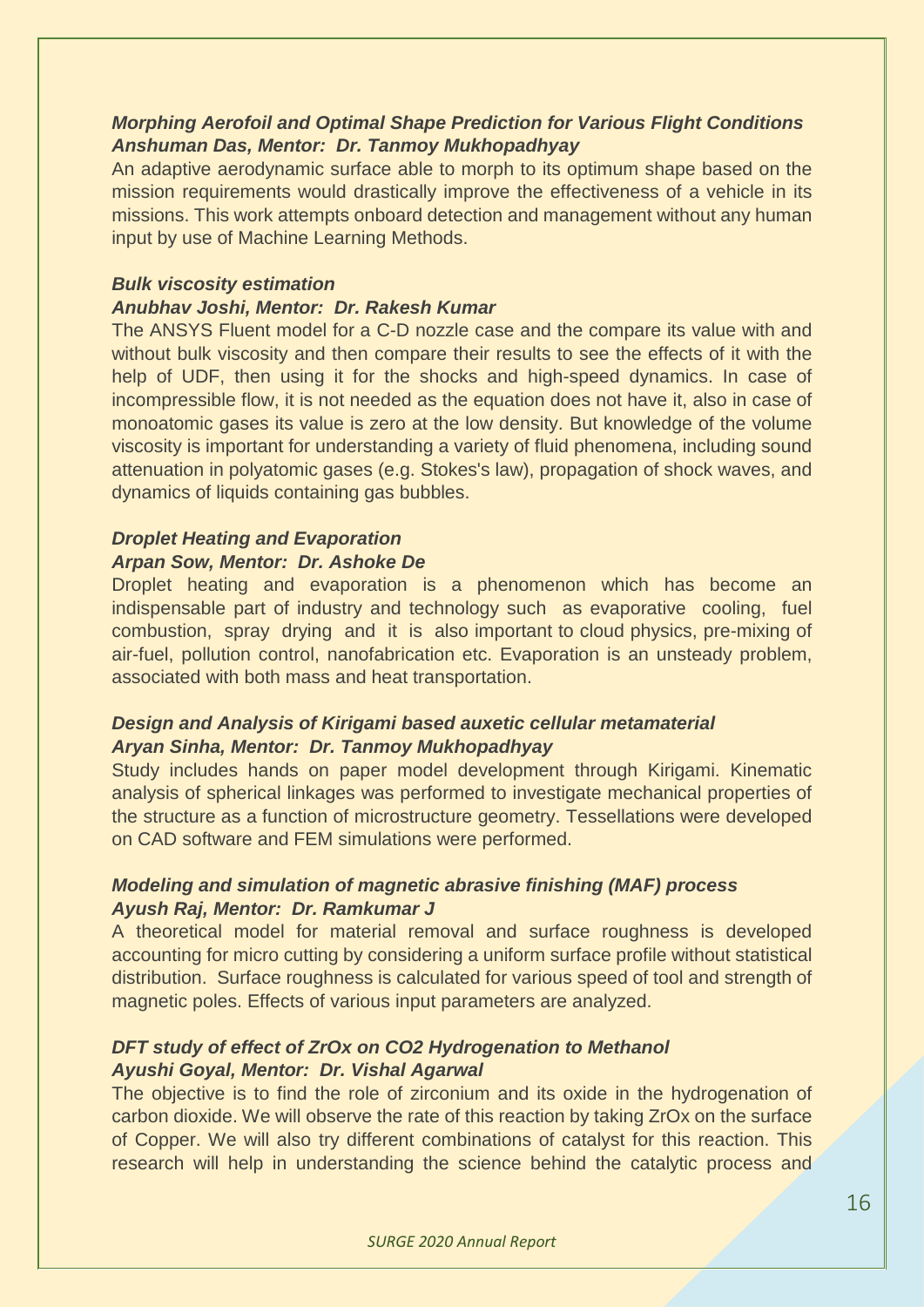### *Morphing Aerofoil and Optimal Shape Prediction for Various Flight Conditions*
***Anshuman Das, Mentor: Dr. Tanmoy Mukhopadhyay***

An adaptive aerodynamic surface able to morph to its optimum shape based on the mission requirements would drastically improve the effectiveness of a vehicle in its missions. This work attempts onboard detection and management without any human input by use of Machine Learning Methods.

### *Bulk viscosity estimation*
***Anubhav Joshi, Mentor: Dr. Rakesh Kumar***

The ANSYS Fluent model for a C-D nozzle case and the compare its value with and without bulk viscosity and then compare their results to see the effects of it with the help of UDF, then using it for the shocks and high-speed dynamics. In case of incompressible flow, it is not needed as the equation does not have it, also in case of monoatomic gases its value is zero at the low density. But knowledge of the volume viscosity is important for understanding a variety of fluid phenomena, including sound attenuation in polyatomic gases (e.g. Stokes's law), propagation of shock waves, and dynamics of liquids containing gas bubbles.

### *Droplet Heating and Evaporation*
***Arpan Sow, Mentor: Dr. Ashoke De***

Droplet heating and evaporation is a phenomenon which has become an indispensable part of industry and technology such as evaporative cooling, fuel combustion, spray drying and it is also important to cloud physics, pre-mixing of air-fuel, pollution control, nanofabrication etc. Evaporation is an unsteady problem, associated with both mass and heat transportation.

### *Design and Analysis of Kirigami based auxetic cellular metamaterial*
***Aryan Sinha, Mentor: Dr. Tanmoy Mukhopadhyay***

Study includes hands on paper model development through Kirigami. Kinematic analysis of spherical linkages was performed to investigate mechanical properties of the structure as a function of microstructure geometry. Tessellations were developed on CAD software and FEM simulations were performed.

### *Modeling and simulation of magnetic abrasive finishing (MAF) process*
***Ayush Raj, Mentor: Dr. Ramkumar J***

A theoretical model for material removal and surface roughness is developed accounting for micro cutting by considering a uniform surface profile without statistical distribution. Surface roughness is calculated for various speed of tool and strength of magnetic poles. Effects of various input parameters are analyzed.

### *DFT study of effect of ZrOx on CO2 Hydrogenation to Methanol*
***Ayushi Goyal, Mentor: Dr. Vishal Agarwal***

The objective is to find the role of zirconium and its oxide in the hydrogenation of carbon dioxide. We will observe the rate of this reaction by taking ZrOx on the surface of Copper. We will also try different combinations of catalyst for this reaction. This research will help in understanding the science behind the catalytic process and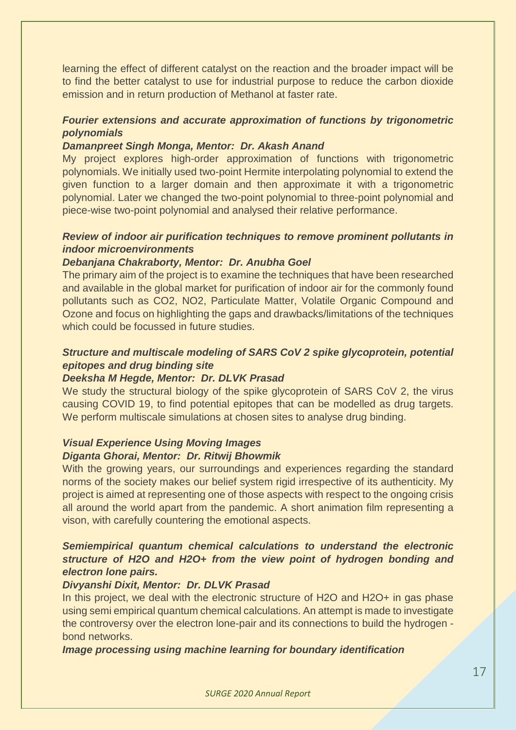learning the effect of different catalyst on the reaction and the broader impact will be to find the better catalyst to use for industrial purpose to reduce the carbon dioxide emission and in return production of Methanol at faster rate.

***Fourier extensions and accurate approximation of functions by trigonometric polynomials***

***Damanpreet Singh Monga, Mentor: Dr. Akash Anand***

My project explores high-order approximation of functions with trigonometric polynomials. We initially used two-point Hermite interpolating polynomial to extend the given function to a larger domain and then approximate it with a trigonometric polynomial. Later we changed the two-point polynomial to three-point polynomial and piece-wise two-point polynomial and analysed their relative performance.

***Review of indoor air purification techniques to remove prominent pollutants in indoor microenvironments***

***Debanjana Chakraborty, Mentor: Dr. Anubha Goel***

The primary aim of the project is to examine the techniques that have been researched and available in the global market for purification of indoor air for the commonly found pollutants such as $CO_2$, $NO_2$, Particulate Matter, Volatile Organic Compound and Ozone and focus on highlighting the gaps and drawbacks/limitations of the techniques which could be focussed in future studies.

***Structure and multiscale modeling of SARS CoV 2 spike glycoprotein, potential epitopes and drug binding site***

***Deeksha M Hegde, Mentor: Dr. DLVK Prasad***

We study the structural biology of the spike glycoprotein of SARS CoV 2, the virus causing COVID 19, to find potential epitopes that can be modelled as drug targets. We perform multiscale simulations at chosen sites to analyse drug binding.

***Visual Experience Using Moving Images***

***Diganta Ghorai, Mentor: Dr. Ritwij Bhowmik***

With the growing years, our surroundings and experiences regarding the standard norms of the society makes our belief system rigid irrespective of its authenticity. My project is aimed at representing one of those aspects with respect to the ongoing crisis all around the world apart from the pandemic. A short animation film representing a vison, with carefully countering the emotional aspects.

***Semiempirical quantum chemical calculations to understand the electronic structure of $H_2O$ and $H_2O^+$ from the view point of hydrogen bonding and electron lone pairs.***

***Divyanshi Dixit, Mentor: Dr. DLVK Prasad***

In this project, we deal with the electronic structure of $H_2O$ and $H_2O^+$ in gas phase using semi empirical quantum chemical calculations. An attempt is made to investigate the controversy over the electron lone-pair and its connections to build the hydrogen - bond networks.

***Image processing using machine learning for boundary identification***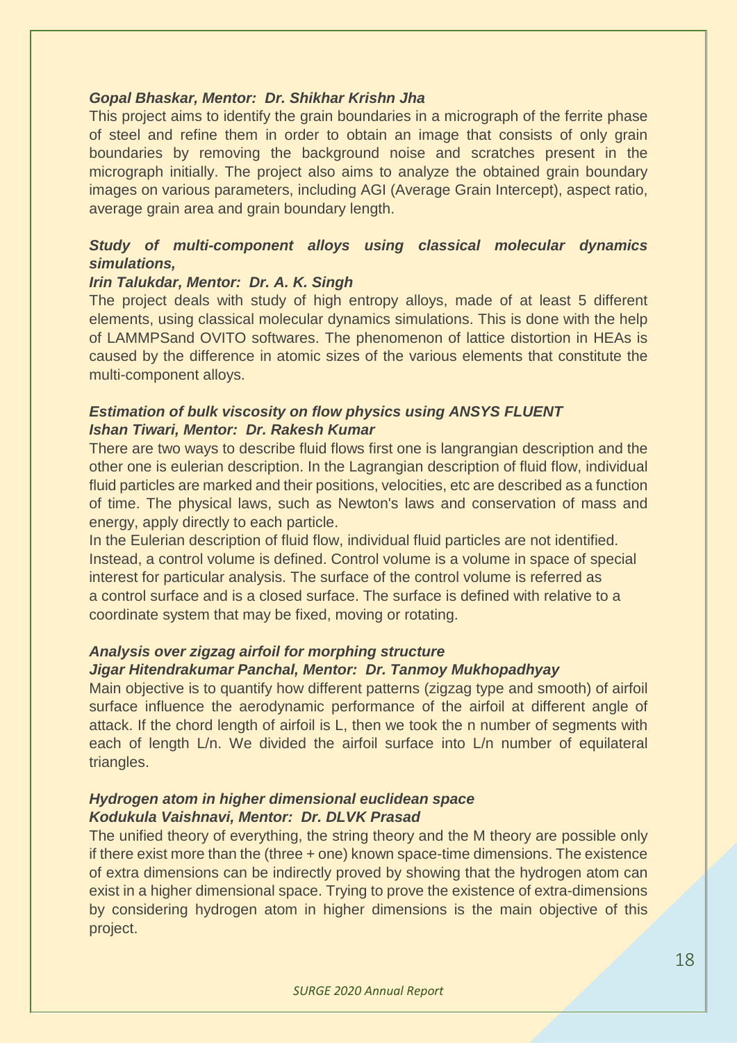***Gopal Bhaskar, Mentor: Dr. Shikhar Krishn Jha***

This project aims to identify the grain boundaries in a micrograph of the ferrite phase of steel and refine them in order to obtain an image that consists of only grain boundaries by removing the background noise and scratches present in the micrograph initially. The project also aims to analyze the obtained grain boundary images on various parameters, including AGI (Average Grain Intercept), aspect ratio, average grain area and grain boundary length.

***Study of multi-component alloys using classical molecular dynamics simulations,***

***Irin Talukdar, Mentor: Dr. A. K. Singh***

The project deals with study of high entropy alloys, made of at least 5 different elements, using classical molecular dynamics simulations. This is done with the help of LAMMPSand OVITO softwares. The phenomenon of lattice distortion in HEAs is caused by the difference in atomic sizes of the various elements that constitute the multi-component alloys.

***Estimation of bulk viscosity on flow physics using ANSYS FLUENT***

***Ishan Tiwari, Mentor: Dr. Rakesh Kumar***

There are two ways to describe fluid flows first one is langrangian description and the other one is eulerian description. In the Lagrangian description of fluid flow, individual fluid particles are marked and their positions, velocities, etc are described as a function of time. The physical laws, such as Newton's laws and conservation of mass and energy, apply directly to each particle.

In the Eulerian description of fluid flow, individual fluid particles are not identified. Instead, a control volume is defined. Control volume is a volume in space of special interest for particular analysis. The surface of the control volume is referred as a control surface and is a closed surface. The surface is defined with relative to a coordinate system that may be fixed, moving or rotating.

***Analysis over zigzag airfoil for morphing structure***

***Jigar Hitendrakumar Panchal, Mentor: Dr. Tanmoy Mukhopadhyay***

Main objective is to quantify how different patterns (zigzag type and smooth) of airfoil surface influence the aerodynamic performance of the airfoil at different angle of attack. If the chord length of airfoil is L, then we took the n number of segments with each of length L/n. We divided the airfoil surface into L/n number of equilateral triangles.

***Hydrogen atom in higher dimensional euclidean space***

***Kodukula Vaishnavi, Mentor: Dr. DLVK Prasad***

The unified theory of everything, the string theory and the M theory are possible only if there exist more than the (three + one) known space-time dimensions. The existence of extra dimensions can be indirectly proved by showing that the hydrogen atom can exist in a higher dimensional space. Trying to prove the existence of extra-dimensions by considering hydrogen atom in higher dimensions is the main objective of this project.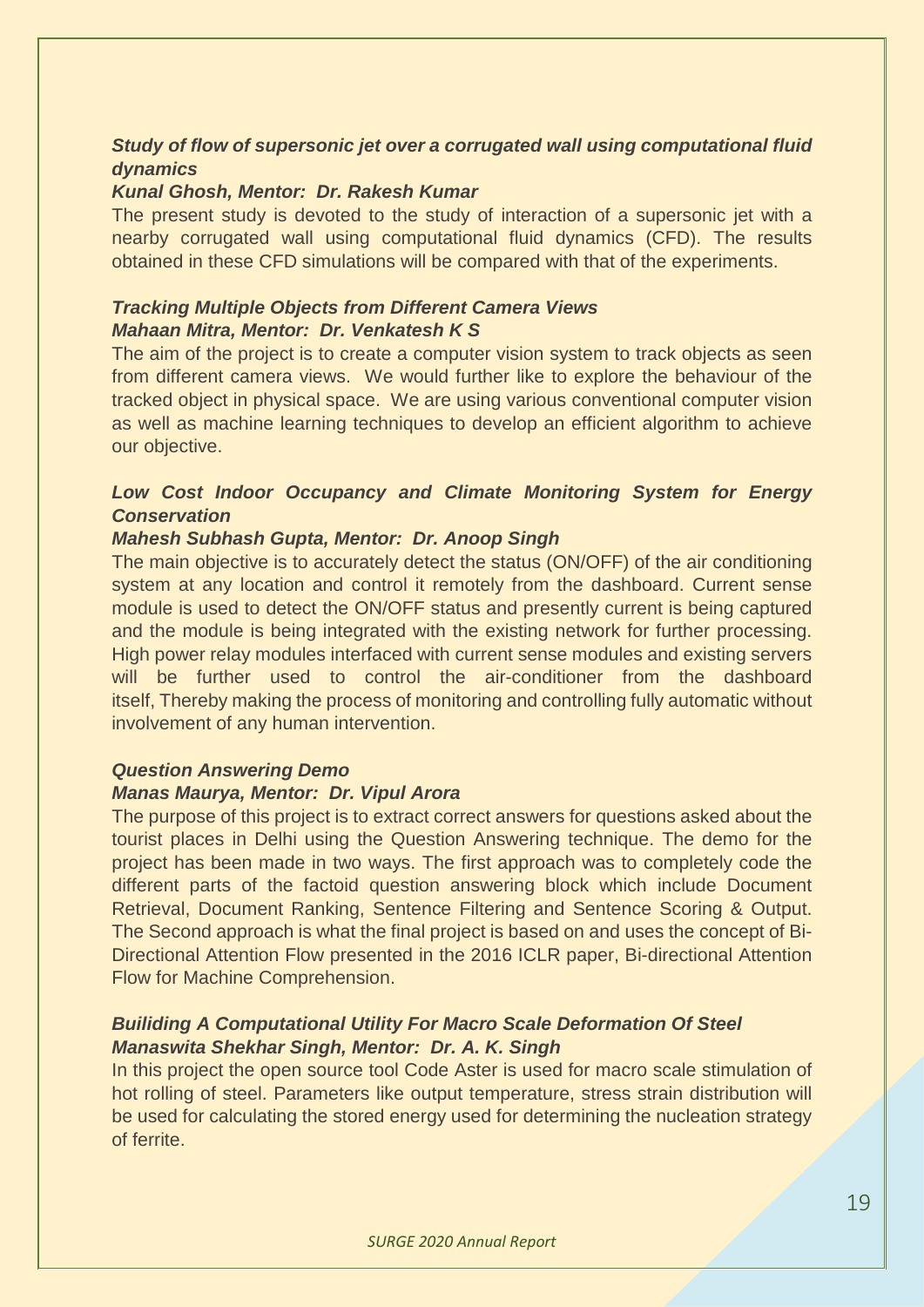***Study of flow of supersonic jet over a corrugated wall using computational fluid dynamics***

***Kunal Ghosh, Mentor: Dr. Rakesh Kumar***

The present study is devoted to the study of interaction of a supersonic jet with a nearby corrugated wall using computational fluid dynamics (CFD). The results obtained in these CFD simulations will be compared with that of the experiments.

***Tracking Multiple Objects from Different Camera Views***

***Mahaan Mitra, Mentor: Dr. Venkatesh K S***

The aim of the project is to create a computer vision system to track objects as seen from different camera views. We would further like to explore the behaviour of the tracked object in physical space. We are using various conventional computer vision as well as machine learning techniques to develop an efficient algorithm to achieve our objective.

***Low Cost Indoor Occupancy and Climate Monitoring System for Energy Conservation***

***Mahesh Subhash Gupta, Mentor: Dr. Anoop Singh***

The main objective is to accurately detect the status (ON/OFF) of the air conditioning system at any location and control it remotely from the dashboard. Current sense module is used to detect the ON/OFF status and presently current is being captured and the module is being integrated with the existing network for further processing. High power relay modules interfaced with current sense modules and existing servers will be further used to control the air-conditioner from the dashboard itself, Thereby making the process of monitoring and controlling fully automatic without involvement of any human intervention.

***Question Answering Demo***

***Manas Maurya, Mentor: Dr. Vipul Arora***

The purpose of this project is to extract correct answers for questions asked about the tourist places in Delhi using the Question Answering technique. The demo for the project has been made in two ways. The first approach was to completely code the different parts of the factoid question answering block which include Document Retrieval, Document Ranking, Sentence Filtering and Sentence Scoring & Output. The Second approach is what the final project is based on and uses the concept of Bi-Directional Attention Flow presented in the 2016 ICLR paper, Bi-directional Attention Flow for Machine Comprehension.

***Builiding A Computational Utility For Macro Scale Deformation Of Steel***

***Manaswita Shekhar Singh, Mentor: Dr. A. K. Singh***

In this project the open source tool Code Aster is used for macro scale stimulation of hot rolling of steel. Parameters like output temperature, stress strain distribution will be used for calculating the stored energy used for determining the nucleation strategy of ferrite.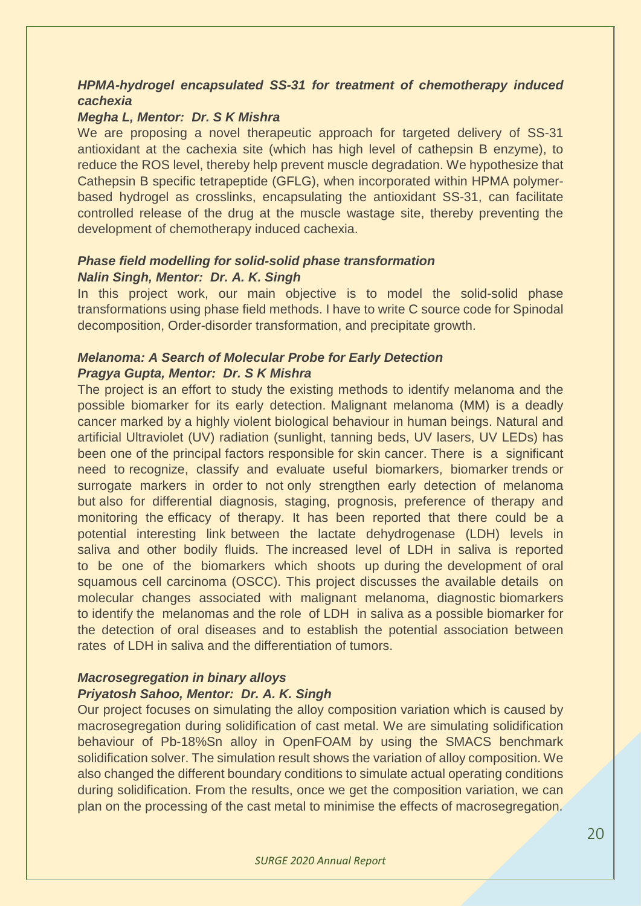### *HPMA-hydrogel encapsulated SS-31 for treatment of chemotherapy induced cachexia*

***Megha L, Mentor: Dr. S K Mishra***

We are proposing a novel therapeutic approach for targeted delivery of SS-31 antioxidant at the cachexia site (which has high level of cathepsin B enzyme), to reduce the ROS level, thereby help prevent muscle degradation. We hypothesize that Cathepsin B specific tetrapeptide (GFLG), when incorporated within HPMA polymer-based hydrogel as crosslinks, encapsulating the antioxidant SS-31, can facilitate controlled release of the drug at the muscle wastage site, thereby preventing the development of chemotherapy induced cachexia.

### *Phase field modelling for solid-solid phase transformation*

***Nalin Singh, Mentor: Dr. A. K. Singh***

In this project work, our main objective is to model the solid-solid phase transformations using phase field methods. I have to write C source code for Spinodal decomposition, Order-disorder transformation, and precipitate growth.

### *Melanoma: A Search of Molecular Probe for Early Detection*

***Pragya Gupta, Mentor: Dr. S K Mishra***

The project is an effort to study the existing methods to identify melanoma and the possible biomarker for its early detection. Malignant melanoma (MM) is a deadly cancer marked by a highly violent biological behaviour in human beings. Natural and artificial Ultraviolet (UV) radiation (sunlight, tanning beds, UV lasers, UV LEDs) has been one of the principal factors responsible for skin cancer. There is a significant need to recognize, classify and evaluate useful biomarkers, biomarker trends or surrogate markers in order to not only strengthen early detection of melanoma but also for differential diagnosis, staging, prognosis, preference of therapy and monitoring the efficacy of therapy. It has been reported that there could be a potential interesting link between the lactate dehydrogenase (LDH) levels in saliva and other bodily fluids. The increased level of LDH in saliva is reported to be one of the biomarkers which shoots up during the development of oral squamous cell carcinoma (OSCC). This project discusses the available details on molecular changes associated with malignant melanoma, diagnostic biomarkers to identify the melanomas and the role of LDH in saliva as a possible biomarker for the detection of oral diseases and to establish the potential association between rates of LDH in saliva and the differentiation of tumors.

### *Macrosegregation in binary alloys*

***Priyatosh Sahoo, Mentor: Dr. A. K. Singh***

Our project focuses on simulating the alloy composition variation which is caused by macrosegregation during solidification of cast metal. We are simulating solidification behaviour of Pb-18%Sn alloy in OpenFOAM by using the SMACS benchmark solidification solver. The simulation result shows the variation of alloy composition. We also changed the different boundary conditions to simulate actual operating conditions during solidification. From the results, once we get the composition variation, we can plan on the processing of the cast metal to minimise the effects of macrosegregation.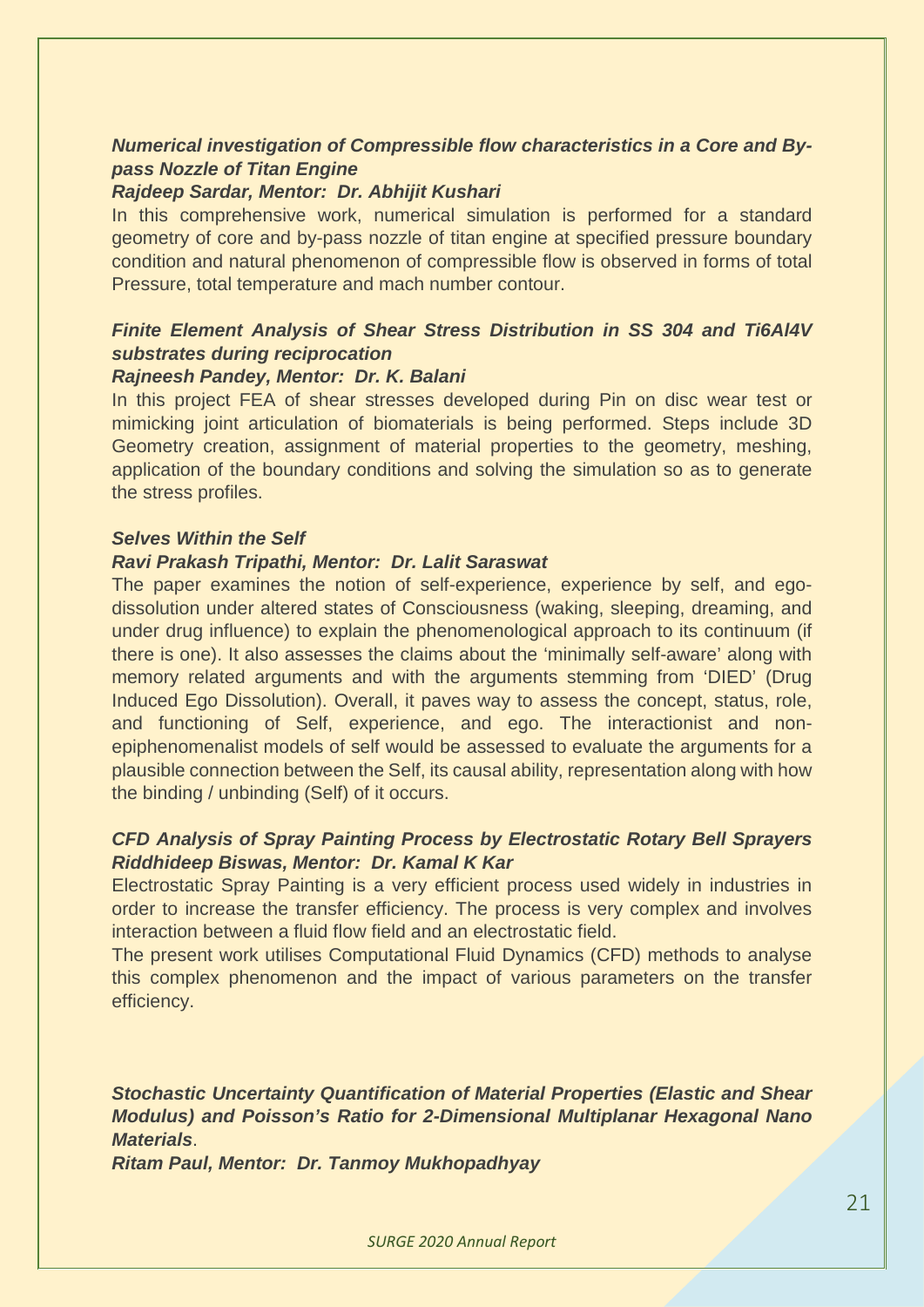### *Numerical investigation of Compressible flow characteristics in a Core and By-pass Nozzle of Titan Engine*

***Rajdeep Sardar, Mentor: Dr. Abhijit Kushari***

In this comprehensive work, numerical simulation is performed for a standard geometry of core and by-pass nozzle of titan engine at specified pressure boundary condition and natural phenomenon of compressible flow is observed in forms of total Pressure, total temperature and mach number contour.

### *Finite Element Analysis of Shear Stress Distribution in SS 304 and Ti6Al4V substrates during reciprocation*

***Rajneesh Pandey, Mentor: Dr. K. Balani***

In this project FEA of shear stresses developed during Pin on disc wear test or mimicking joint articulation of biomaterials is being performed. Steps include 3D Geometry creation, assignment of material properties to the geometry, meshing, application of the boundary conditions and solving the simulation so as to generate the stress profiles.

### *Selves Within the Self*

***Ravi Prakash Tripathi, Mentor: Dr. Lalit Saraswat***

The paper examines the notion of self-experience, experience by self, and ego-dissolution under altered states of Consciousness (waking, sleeping, dreaming, and under drug influence) to explain the phenomenological approach to its continuum (if there is one). It also assesses the claims about the 'minimally self-aware' along with memory related arguments and with the arguments stemming from 'DIED' (Drug Induced Ego Dissolution). Overall, it paves way to assess the concept, status, role, and functioning of Self, experience, and ego. The interactionist and non-epiphenomenalist models of self would be assessed to evaluate the arguments for a plausible connection between the Self, its causal ability, representation along with how the binding / unbinding (Self) of it occurs.

### *CFD Analysis of Spray Painting Process by Electrostatic Rotary Bell Sprayers*

***Riddhideep Biswas, Mentor: Dr. Kamal K Kar***

Electrostatic Spray Painting is a very efficient process used widely in industries in order to increase the transfer efficiency. The process is very complex and involves interaction between a fluid flow field and an electrostatic field.

The present work utilises Computational Fluid Dynamics (CFD) methods to analyse this complex phenomenon and the impact of various parameters on the transfer efficiency.

### *Stochastic Uncertainty Quantification of Material Properties (Elastic and Shear Modulus) and Poisson's Ratio for 2-Dimensional Multiplanar Hexagonal Nano Materials*.

***Ritam Paul, Mentor: Dr. Tanmoy Mukhopadhyay***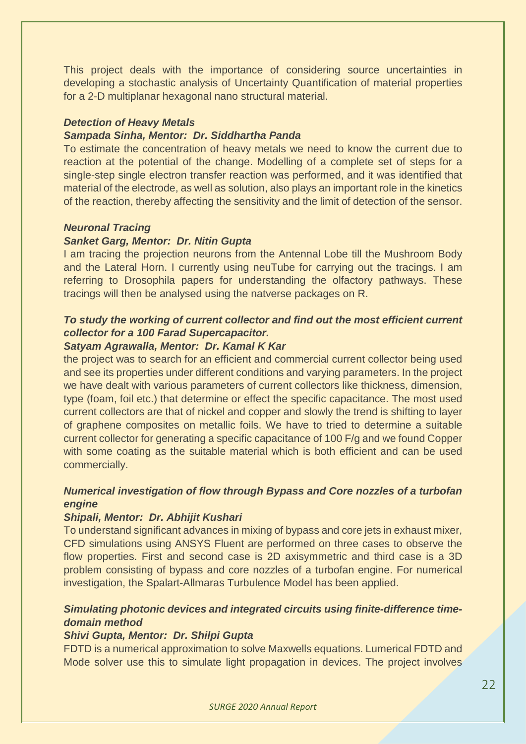This project deals with the importance of considering source uncertainties in developing a stochastic analysis of Uncertainty Quantification of material properties for a 2-D multiplanar hexagonal nano structural material.

***Detection of Heavy Metals***

***Sampada Sinha, Mentor: Dr. Siddhartha Panda***

To estimate the concentration of heavy metals we need to know the current due to reaction at the potential of the change. Modelling of a complete set of steps for a single-step single electron transfer reaction was performed, and it was identified that material of the electrode, as well as solution, also plays an important role in the kinetics of the reaction, thereby affecting the sensitivity and the limit of detection of the sensor.

***Neuronal Tracing***

***Sanket Garg, Mentor: Dr. Nitin Gupta***

I am tracing the projection neurons from the Antennal Lobe till the Mushroom Body and the Lateral Horn. I currently using neuTube for carrying out the tracings. I am referring to Drosophila papers for understanding the olfactory pathways. These tracings will then be analysed using the natverse packages on R.

***To study the working of current collector and find out the most efficient current collector for a 100 Farad Supercapacitor.***

***Satyam Agrawalla, Mentor: Dr. Kamal K Kar***

the project was to search for an efficient and commercial current collector being used and see its properties under different conditions and varying parameters. In the project we have dealt with various parameters of current collectors like thickness, dimension, type (foam, foil etc.) that determine or effect the specific capacitance. The most used current collectors are that of nickel and copper and slowly the trend is shifting to layer of graphene composites on metallic foils. We have to tried to determine a suitable current collector for generating a specific capacitance of 100 F/g and we found Copper with some coating as the suitable material which is both efficient and can be used commercially.

***Numerical investigation of flow through Bypass and Core nozzles of a turbofan engine***

***Shipali, Mentor: Dr. Abhijit Kushari***

To understand significant advances in mixing of bypass and core jets in exhaust mixer, CFD simulations using ANSYS Fluent are performed on three cases to observe the flow properties. First and second case is 2D axisymmetric and third case is a 3D problem consisting of bypass and core nozzles of a turbofan engine. For numerical investigation, the Spalart-Allmaras Turbulence Model has been applied.

***Simulating photonic devices and integrated circuits using finite-difference time-domain method***

***Shivi Gupta, Mentor: Dr. Shilpi Gupta***

FDTD is a numerical approximation to solve Maxwells equations. Lumerical FDTD and Mode solver use this to simulate light propagation in devices. The project involves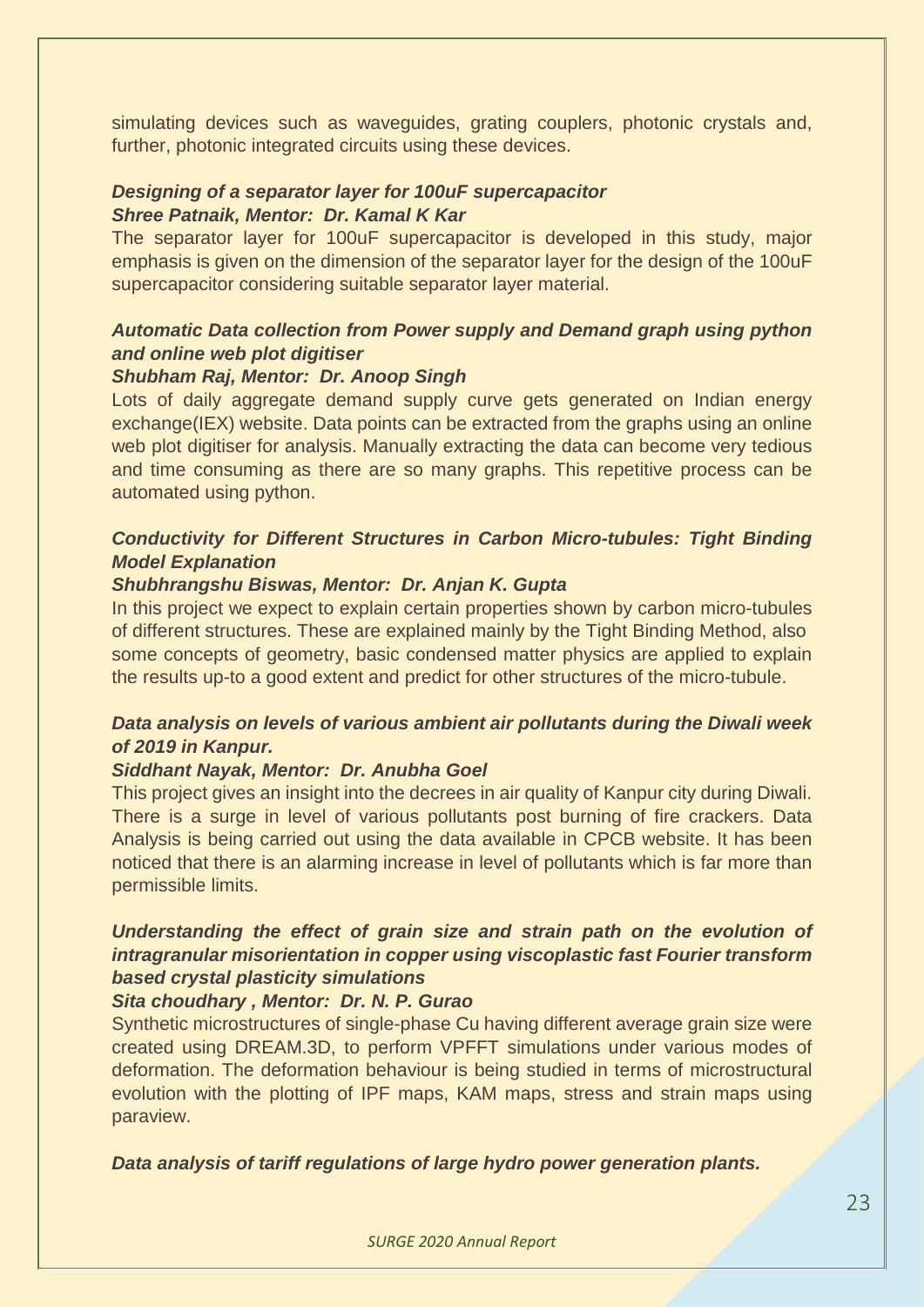simulating devices such as waveguides, grating couplers, photonic crystals and, further, photonic integrated circuits using these devices.

***Designing of a separator layer for 100uF supercapacitor***
***Shree Patnaik, Mentor: Dr. Kamal K Kar***

The separator layer for 100uF supercapacitor is developed in this study, major emphasis is given on the dimension of the separator layer for the design of the 100uF supercapacitor considering suitable separator layer material.

***Automatic Data collection from Power supply and Demand graph using python and online web plot digitiser***
***Shubham Raj, Mentor: Dr. Anoop Singh***

Lots of daily aggregate demand supply curve gets generated on Indian energy exchange(IEX) website. Data points can be extracted from the graphs using an online web plot digitiser for analysis. Manually extracting the data can become very tedious and time consuming as there are so many graphs. This repetitive process can be automated using python.

***Conductivity for Different Structures in Carbon Micro-tubules: Tight Binding Model Explanation***
***Shubhrangshu Biswas, Mentor: Dr. Anjan K. Gupta***

In this project we expect to explain certain properties shown by carbon micro-tubules of different structures. These are explained mainly by the Tight Binding Method, also some concepts of geometry, basic condensed matter physics are applied to explain the results up-to a good extent and predict for other structures of the micro-tubule.

***Data analysis on levels of various ambient air pollutants during the Diwali week of 2019 in Kanpur.***
***Siddhant Nayak, Mentor: Dr. Anubha Goel***

This project gives an insight into the decrees in air quality of Kanpur city during Diwali. There is a surge in level of various pollutants post burning of fire crackers. Data Analysis is being carried out using the data available in CPCB website. It has been noticed that there is an alarming increase in level of pollutants which is far more than permissible limits.

***Understanding the effect of grain size and strain path on the evolution of intragranular misorientation in copper using viscoplastic fast Fourier transform based crystal plasticity simulations***
***Sita choudhary , Mentor: Dr. N. P. Gurao***

Synthetic microstructures of single-phase Cu having different average grain size were created using DREAM.3D, to perform VPFFT simulations under various modes of deformation. The deformation behaviour is being studied in terms of microstructural evolution with the plotting of IPF maps, KAM maps, stress and strain maps using paraview.

***Data analysis of tariff regulations of large hydro power generation plants.***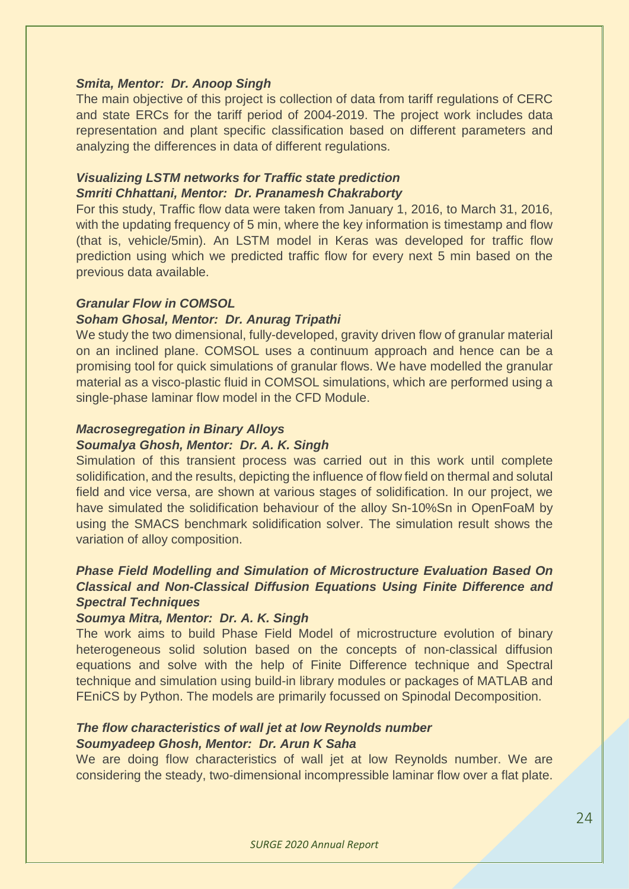***Smita, Mentor: Dr. Anoop Singh***

The main objective of this project is collection of data from tariff regulations of CERC and state ERCs for the tariff period of 2004-2019. The project work includes data representation and plant specific classification based on different parameters and analyzing the differences in data of different regulations.

***Visualizing LSTM networks for Traffic state prediction***
***Smriti Chhattani, Mentor: Dr. Pranamesh Chakraborty***

For this study, Traffic flow data were taken from January 1, 2016, to March 31, 2016, with the updating frequency of 5 min, where the key information is timestamp and flow (that is, vehicle/5min). An LSTM model in Keras was developed for traffic flow prediction using which we predicted traffic flow for every next 5 min based on the previous data available.

***Granular Flow in COMSOL***
***Soham Ghosal, Mentor: Dr. Anurag Tripathi***

We study the two dimensional, fully-developed, gravity driven flow of granular material on an inclined plane. COMSOL uses a continuum approach and hence can be a promising tool for quick simulations of granular flows. We have modelled the granular material as a visco-plastic fluid in COMSOL simulations, which are performed using a single-phase laminar flow model in the CFD Module.

***Macrosegregation in Binary Alloys***
***Soumalya Ghosh, Mentor: Dr. A. K. Singh***

Simulation of this transient process was carried out in this work until complete solidification, and the results, depicting the influence of flow field on thermal and solutal field and vice versa, are shown at various stages of solidification. In our project, we have simulated the solidification behaviour of the alloy Sn-10%Sn in OpenFoaM by using the SMACS benchmark solidification solver. The simulation result shows the variation of alloy composition.

***Phase Field Modelling and Simulation of Microstructure Evaluation Based On Classical and Non-Classical Diffusion Equations Using Finite Difference and Spectral Techniques***
***Soumya Mitra, Mentor: Dr. A. K. Singh***

The work aims to build Phase Field Model of microstructure evolution of binary heterogeneous solid solution based on the concepts of non-classical diffusion equations and solve with the help of Finite Difference technique and Spectral technique and simulation using build-in library modules or packages of MATLAB and FEniCS by Python. The models are primarily focussed on Spinodal Decomposition.

***The flow characteristics of wall jet at low Reynolds number***
***Soumyadeep Ghosh, Mentor: Dr. Arun K Saha***

We are doing flow characteristics of wall jet at low Reynolds number. We are considering the steady, two-dimensional incompressible laminar flow over a flat plate.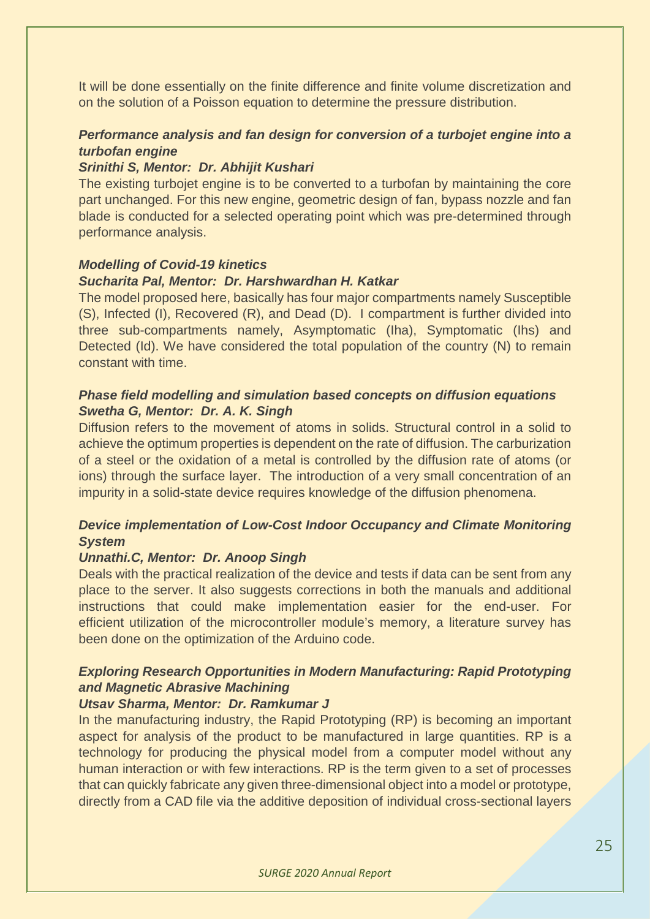It will be done essentially on the finite difference and finite volume discretization and on the solution of a Poisson equation to determine the pressure distribution.

***Performance analysis and fan design for conversion of a turbojet engine into a turbofan engine***

***Srinithi S, Mentor: Dr. Abhijit Kushari***

The existing turbojet engine is to be converted to a turbofan by maintaining the core part unchanged. For this new engine, geometric design of fan, bypass nozzle and fan blade is conducted for a selected operating point which was pre-determined through performance analysis.

***Modelling of Covid-19 kinetics***

***Sucharita Pal, Mentor: Dr. Harshwardhan H. Katkar***

The model proposed here, basically has four major compartments namely Susceptible (S), Infected (I), Recovered (R), and Dead (D). I compartment is further divided into three sub-compartments namely, Asymptomatic (Iha), Symptomatic (Ihs) and Detected (Id). We have considered the total population of the country (N) to remain constant with time.

***Phase field modelling and simulation based concepts on diffusion equations***

***Swetha G, Mentor: Dr. A. K. Singh***

Diffusion refers to the movement of atoms in solids. Structural control in a solid to achieve the optimum properties is dependent on the rate of diffusion. The carburization of a steel or the oxidation of a metal is controlled by the diffusion rate of atoms (or ions) through the surface layer. The introduction of a very small concentration of an impurity in a solid-state device requires knowledge of the diffusion phenomena.

***Device implementation of Low-Cost Indoor Occupancy and Climate Monitoring System***

***Unnathi.C, Mentor: Dr. Anoop Singh***

Deals with the practical realization of the device and tests if data can be sent from any place to the server. It also suggests corrections in both the manuals and additional instructions that could make implementation easier for the end-user. For efficient utilization of the microcontroller module's memory, a literature survey has been done on the optimization of the Arduino code.

***Exploring Research Opportunities in Modern Manufacturing: Rapid Prototyping and Magnetic Abrasive Machining***

***Utsav Sharma, Mentor: Dr. Ramkumar J***

In the manufacturing industry, the Rapid Prototyping (RP) is becoming an important aspect for analysis of the product to be manufactured in large quantities. RP is a technology for producing the physical model from a computer model without any human interaction or with few interactions. RP is the term given to a set of processes that can quickly fabricate any given three-dimensional object into a model or prototype, directly from a CAD file via the additive deposition of individual cross-sectional layers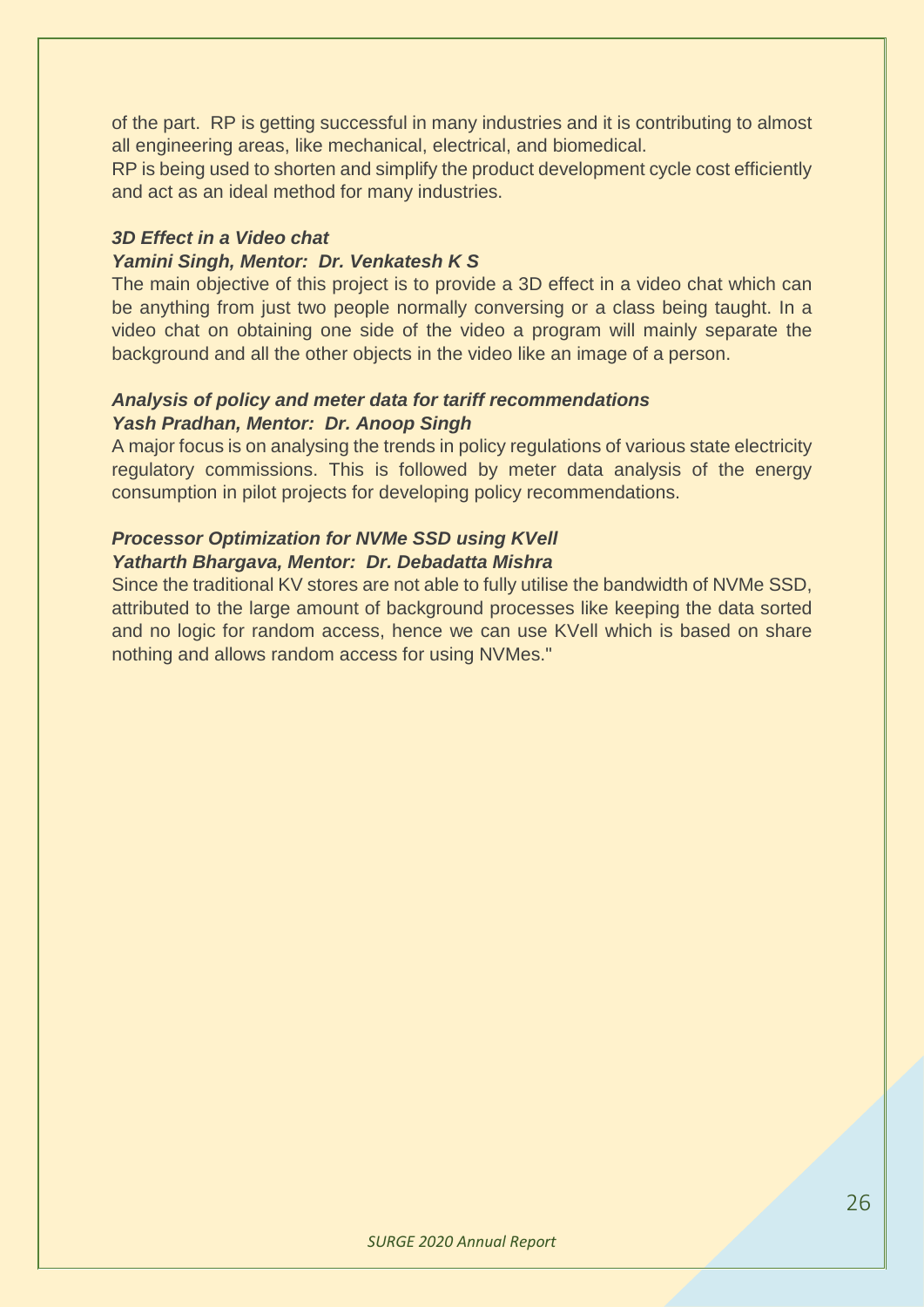of the part. RP is getting successful in many industries and it is contributing to almost all engineering areas, like mechanical, electrical, and biomedical.
RP is being used to shorten and simplify the product development cycle cost efficiently and act as an ideal method for many industries.

***3D Effect in a Video chat***
***Yamini Singh, Mentor: Dr. Venkatesh K S***

The main objective of this project is to provide a 3D effect in a video chat which can be anything from just two people normally conversing or a class being taught. In a video chat on obtaining one side of the video a program will mainly separate the background and all the other objects in the video like an image of a person.

***Analysis of policy and meter data for tariff recommendations***
***Yash Pradhan, Mentor: Dr. Anoop Singh***

A major focus is on analysing the trends in policy regulations of various state electricity regulatory commissions. This is followed by meter data analysis of the energy consumption in pilot projects for developing policy recommendations.

***Processor Optimization for NVMe SSD using KVell***
***Yatharth Bhargava, Mentor: Dr. Debadatta Mishra***

Since the traditional KV stores are not able to fully utilise the bandwidth of NVMe SSD, attributed to the large amount of background processes like keeping the data sorted and no logic for random access, hence we can use KVell which is based on share nothing and allows random access for using NVMes."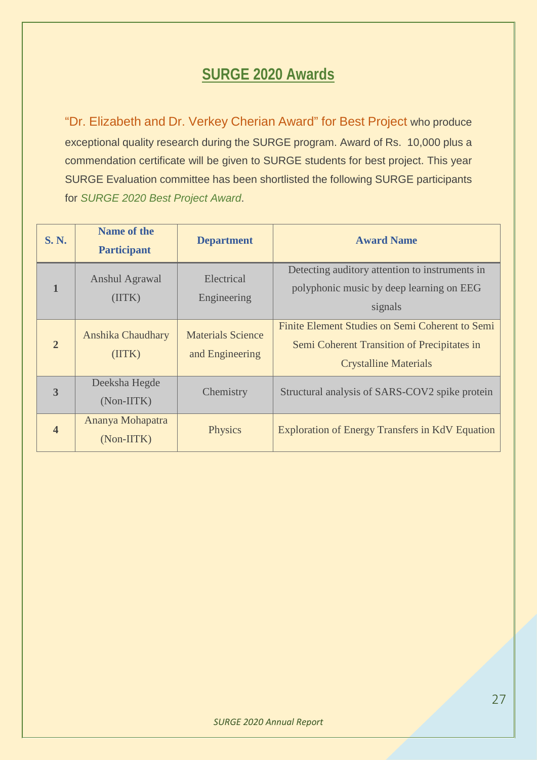## SURGE 2020 Awards

"Dr. Elizabeth and Dr. Verkey Cherian Award" for Best Project who produce exceptional quality research during the SURGE program. Award of Rs. 10,000 plus a commendation certificate will be given to SURGE students for best project. This year SURGE Evaluation committee has been shortlisted the following SURGE participants for *SURGE 2020 Best Project Award*.

| S. N. | Name of the Participant | Department | Award Name |
|---|---|---|---|
| 1 | Anshul Agrawal (IITK) | Electrical Engineering | Detecting auditory attention to instruments in polyphonic music by deep learning on EEG signals |
| 2 | Anshika Chaudhary (IITK) | Materials Science and Engineering | Finite Element Studies on Semi Coherent to Semi Semi Coherent Transition of Precipitates in Crystalline Materials |
| 3 | Deeksha Hegde (Non-IITK) | Chemistry | Structural analysis of SARS-COV2 spike protein |
| 4 | Ananya Mohapatra (Non-IITK) | Physics | Exploration of Energy Transfers in KdV Equation |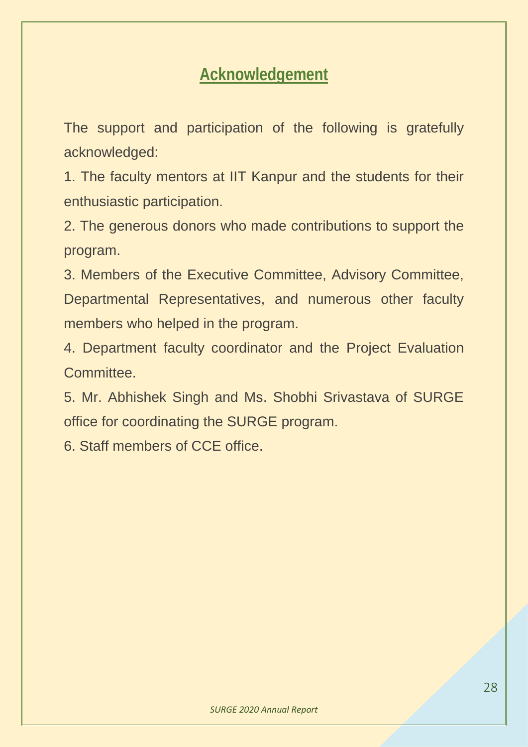# Acknowledgement

The support and participation of the following is gratefully acknowledged:

1. The faculty mentors at IIT Kanpur and the students for their enthusiastic participation.
2. The generous donors who made contributions to support the program.
3. Members of the Executive Committee, Advisory Committee, Departmental Representatives, and numerous other faculty members who helped in the program.
4. Department faculty coordinator and the Project Evaluation Committee.
5. Mr. Abhishek Singh and Ms. Shobhi Srivastava of SURGE office for coordinating the SURGE program.
6. Staff members of CCE office.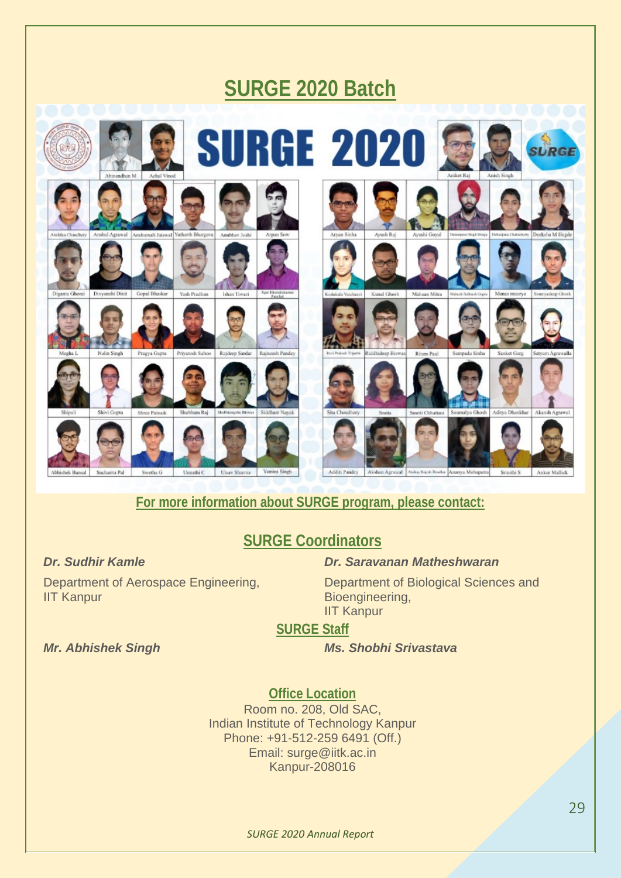# SURGE 2020 Batch

SURGE 2020

Abinandhan M, Achal Vinod, Aniket Raj, Anish Singh

Anshika Chaudhary, Anshul Agrawal, Anshumali Jaiswal, Yatharth Bhargava, Anubhav Joshi, Arpan Sow, Aryan Sinha, Ayush Raj, Ayushi Goyal, Damanpreet Singh Monga, Debanjana Chakraborty, Deeksha M Hegde

Diganta Ghorai, Divyanshi Dixit, Gopal Bhaskar, Yash Pradhan, Ishan Tiwari, Agar Hitendrakumar Panchal, Kodukula Vaishnavi, Kunal Ghosh, Mainak Mitra, Mahesh Subhash Gupta, Manas maurya, Soumyadeep Ghosh

Megha L, Nalin Singh, Pragya Gupta, Priyatosh Sahoo, Rajdeep Sardar, Rajneesh Pandey, Ravi Prakash Tripathi, Riddhideep Biswas, Ritam Paul, Sampada Sinha, Sanket Garg, Satyam Agrawalla

Shipuli, Shivi Gupta, Shree Patnaik, Shubham Raj, Shubhrangshu Biswas, Siddhant Nayak, Situ Choudhary, Smita, Smriti Chhattani, Soumalya Ghosh, Aditya Dhankhar, Akansh Agrawal

Abhishek Bansal, Sucharita Pal, Swetha G, Unnathi C, Utsav Sharma, Yamini Singh, Additi Pandey, Akshan Agrawal, Akshay Rajesh Deodhar, Ananya Mohapatra, Srinithi S, Ankur Mallick

**For more information about SURGE program, please contact:**

## SURGE Coordinators

***Dr. Sudhir Kamle***

Department of Aerospace Engineering,
IIT Kanpur

***Dr. Saravanan Matheshwaran***

Department of Biological Sciences and Bioengineering,
IIT Kanpur

## SURGE Staff

***Mr. Abhishek Singh***

***Ms. Shobhi Srivastava***

## Office Location

Room no. 208, Old SAC,
Indian Institute of Technology Kanpur
Phone: +91-512-259 6491 (Off.)
Email: surge@iitk.ac.in
Kanpur-208016